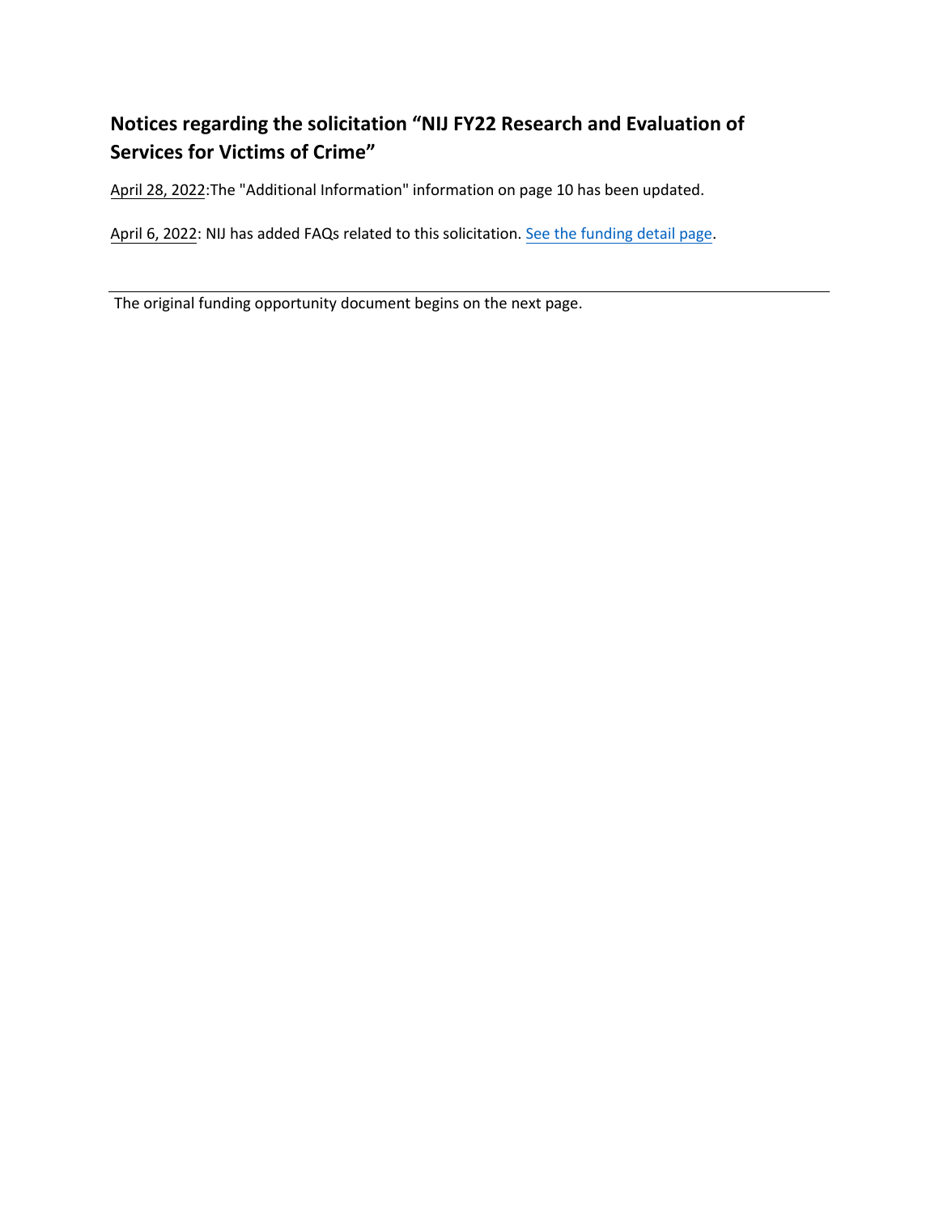## Notices regarding the solicitation "NIJ FY22 Research and Evaluation of Services for Victims of Crime"

April 28, 2022:The "Additional Information" information on page 10 has been updated.

April 6, 2022: NIJ has added FAQs related to this solicitation. See the funding detail page.

---

The original funding opportunity document begins on the next page.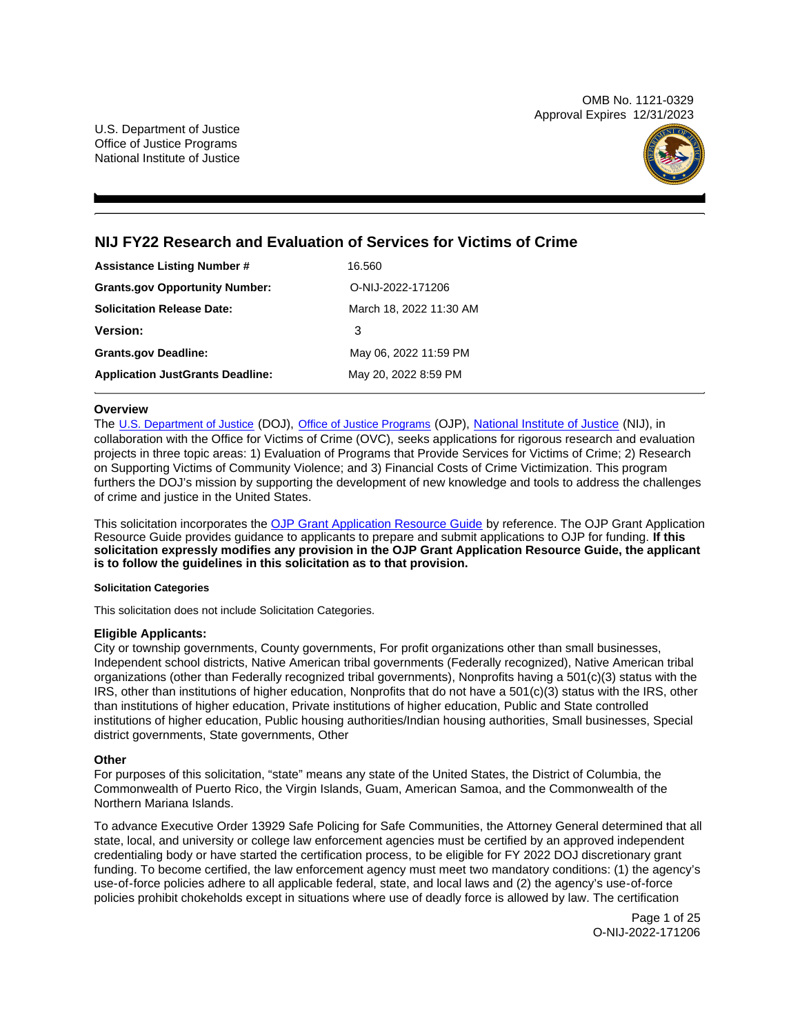U.S. Department of Justice
Office of Justice Programs
National Institute of Justice

OMB No. 1121-0329
Approval Expires 12/31/2023

# NIJ FY22 Research and Evaluation of Services for Victims of Crime

| | |
|---|---|
| **Assistance Listing Number #** | 16.560 |
| **Grants.gov Opportunity Number:** | O-NIJ-2022-171206 |
| **Solicitation Release Date:** | March 18, 2022 11:30 AM |
| **Version:** | 3 |
| **Grants.gov Deadline:** | May 06, 2022 11:59 PM |
| **Application JustGrants Deadline:** | May 20, 2022 8:59 PM |

### Overview

The U.S. Department of Justice (DOJ), Office of Justice Programs (OJP), National Institute of Justice (NIJ), in collaboration with the Office for Victims of Crime (OVC), seeks applications for rigorous research and evaluation projects in three topic areas: 1) Evaluation of Programs that Provide Services for Victims of Crime; 2) Research on Supporting Victims of Community Violence; and 3) Financial Costs of Crime Victimization. This program furthers the DOJ's mission by supporting the development of new knowledge and tools to address the challenges of crime and justice in the United States.

This solicitation incorporates the OJP Grant Application Resource Guide by reference. The OJP Grant Application Resource Guide provides guidance to applicants to prepare and submit applications to OJP for funding. **If this solicitation expressly modifies any provision in the OJP Grant Application Resource Guide, the applicant is to follow the guidelines in this solicitation as to that provision.**

#### Solicitation Categories

This solicitation does not include Solicitation Categories.

### Eligible Applicants:

City or township governments, County governments, For profit organizations other than small businesses, Independent school districts, Native American tribal governments (Federally recognized), Native American tribal organizations (other than Federally recognized tribal governments), Nonprofits having a 501(c)(3) status with the IRS, other than institutions of higher education, Nonprofits that do not have a 501(c)(3) status with the IRS, other than institutions of higher education, Private institutions of higher education, Public and State controlled institutions of higher education, Public housing authorities/Indian housing authorities, Small businesses, Special district governments, State governments, Other

### Other

For purposes of this solicitation, "state" means any state of the United States, the District of Columbia, the Commonwealth of Puerto Rico, the Virgin Islands, Guam, American Samoa, and the Commonwealth of the Northern Mariana Islands.

To advance Executive Order 13929 Safe Policing for Safe Communities, the Attorney General determined that all state, local, and university or college law enforcement agencies must be certified by an approved independent credentialing body or have started the certification process, to be eligible for FY 2022 DOJ discretionary grant funding. To become certified, the law enforcement agency must meet two mandatory conditions: (1) the agency's use-of-force policies adhere to all applicable federal, state, and local laws and (2) the agency's use-of-force policies prohibit chokeholds except in situations where use of deadly force is allowed by law. The certification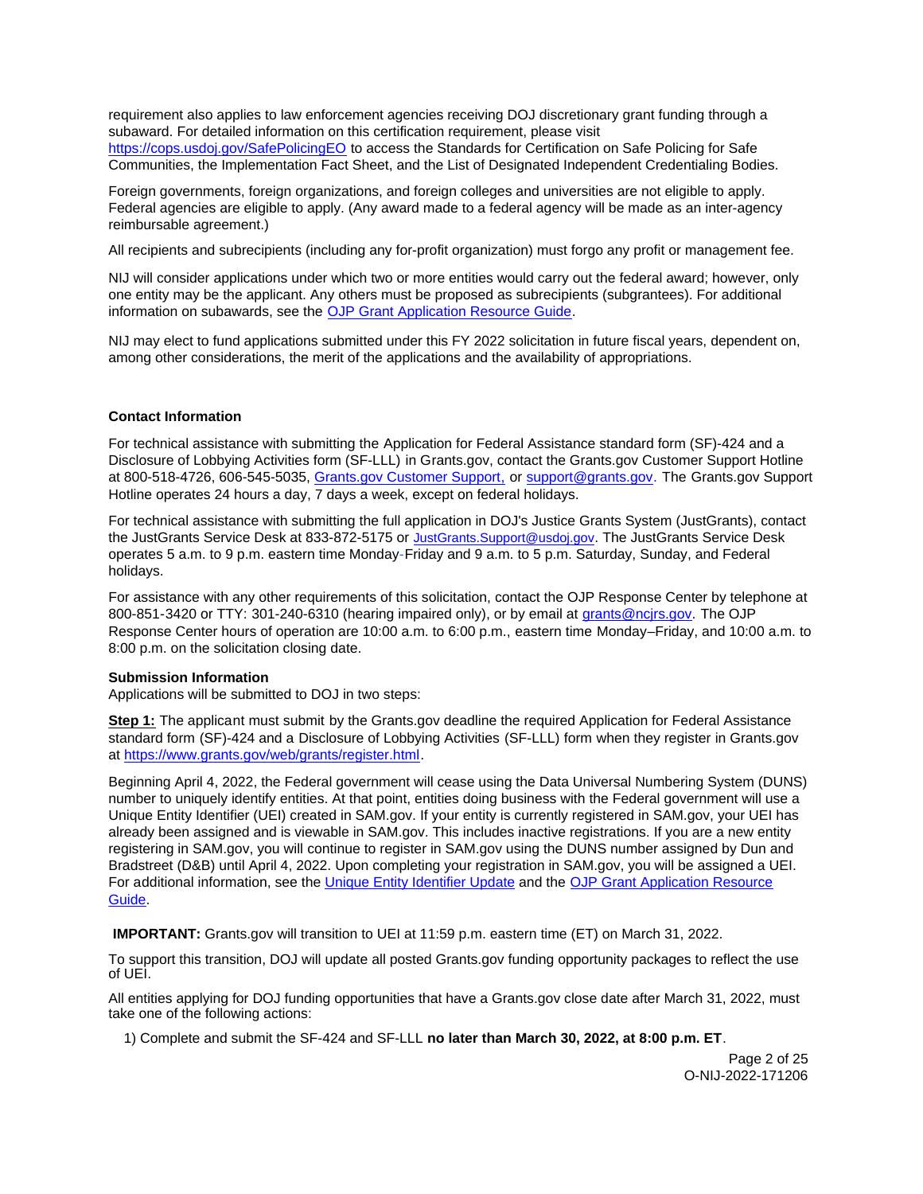requirement also applies to law enforcement agencies receiving DOJ discretionary grant funding through a subaward. For detailed information on this certification requirement, please visit [https://cops.usdoj.gov/SafePolicingEO](https://cops.usdoj.gov/SafePolicingEO) to access the Standards for Certification on Safe Policing for Safe Communities, the Implementation Fact Sheet, and the List of Designated Independent Credentialing Bodies.

Foreign governments, foreign organizations, and foreign colleges and universities are not eligible to apply. Federal agencies are eligible to apply. (Any award made to a federal agency will be made as an inter-agency reimbursable agreement.)

All recipients and subrecipients (including any for-profit organization) must forgo any profit or management fee.

NIJ will consider applications under which two or more entities would carry out the federal award; however, only one entity may be the applicant. Any others must be proposed as subrecipients (subgrantees). For additional information on subawards, see the OJP Grant Application Resource Guide.

NIJ may elect to fund applications submitted under this FY 2022 solicitation in future fiscal years, dependent on, among other considerations, the merit of the applications and the availability of appropriations.

### Contact Information

For technical assistance with submitting the Application for Federal Assistance standard form (SF)-424 and a Disclosure of Lobbying Activities form (SF-LLL) in Grants.gov, contact the Grants.gov Customer Support Hotline at 800-518-4726, 606-545-5035, Grants.gov Customer Support, or support@grants.gov. The Grants.gov Support Hotline operates 24 hours a day, 7 days a week, except on federal holidays.

For technical assistance with submitting the full application in DOJ's Justice Grants System (JustGrants), contact the JustGrants Service Desk at 833-872-5175 or JustGrants.Support@usdoj.gov. The JustGrants Service Desk operates 5 a.m. to 9 p.m. eastern time Monday-Friday and 9 a.m. to 5 p.m. Saturday, Sunday, and Federal holidays.

For assistance with any other requirements of this solicitation, contact the OJP Response Center by telephone at 800-851-3420 or TTY: 301-240-6310 (hearing impaired only), or by email at grants@ncjrs.gov. The OJP Response Center hours of operation are 10:00 a.m. to 6:00 p.m., eastern time Monday–Friday, and 10:00 a.m. to 8:00 p.m. on the solicitation closing date.

### Submission Information

Applications will be submitted to DOJ in two steps:

**Step 1:** The applicant must submit by the Grants.gov deadline the required Application for Federal Assistance standard form (SF)-424 and a Disclosure of Lobbying Activities (SF-LLL) form when they register in Grants.gov at [https://www.grants.gov/web/grants/register.html](https://www.grants.gov/web/grants/register.html).

Beginning April 4, 2022, the Federal government will cease using the Data Universal Numbering System (DUNS) number to uniquely identify entities. At that point, entities doing business with the Federal government will use a Unique Entity Identifier (UEI) created in SAM.gov. If your entity is currently registered in SAM.gov, your UEI has already been assigned and is viewable in SAM.gov. This includes inactive registrations. If you are a new entity registering in SAM.gov, you will continue to register in SAM.gov using the DUNS number assigned by Dun and Bradstreet (D&B) until April 4, 2022. Upon completing your registration in SAM.gov, you will be assigned a UEI. For additional information, see the Unique Entity Identifier Update and the OJP Grant Application Resource Guide.

**IMPORTANT:** Grants.gov will transition to UEI at 11:59 p.m. eastern time (ET) on March 31, 2022.

To support this transition, DOJ will update all posted Grants.gov funding opportunity packages to reflect the use of UEI.

All entities applying for DOJ funding opportunities that have a Grants.gov close date after March 31, 2022, must take one of the following actions:

1) Complete and submit the SF-424 and SF-LLL **no later than March 30, 2022, at 8:00 p.m. ET**.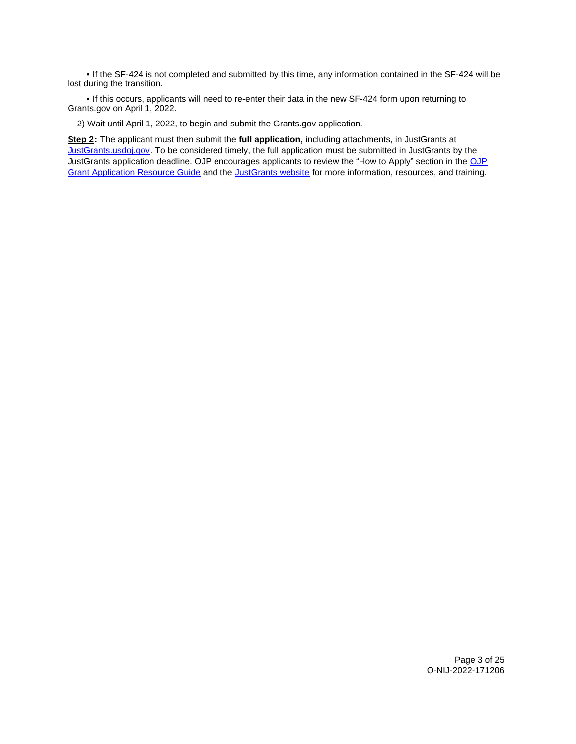- If the SF-424 is not completed and submitted by this time, any information contained in the SF-424 will be lost during the transition.

- If this occurs, applicants will need to re-enter their data in the new SF-424 form upon returning to Grants.gov on April 1, 2022.

2) Wait until April 1, 2022, to begin and submit the Grants.gov application.

**Step 2:** The applicant must then submit the **full application,** including attachments, in JustGrants at JustGrants.usdoj.gov. To be considered timely, the full application must be submitted in JustGrants by the JustGrants application deadline. OJP encourages applicants to review the "How to Apply" section in the OJP Grant Application Resource Guide and the JustGrants website for more information, resources, and training.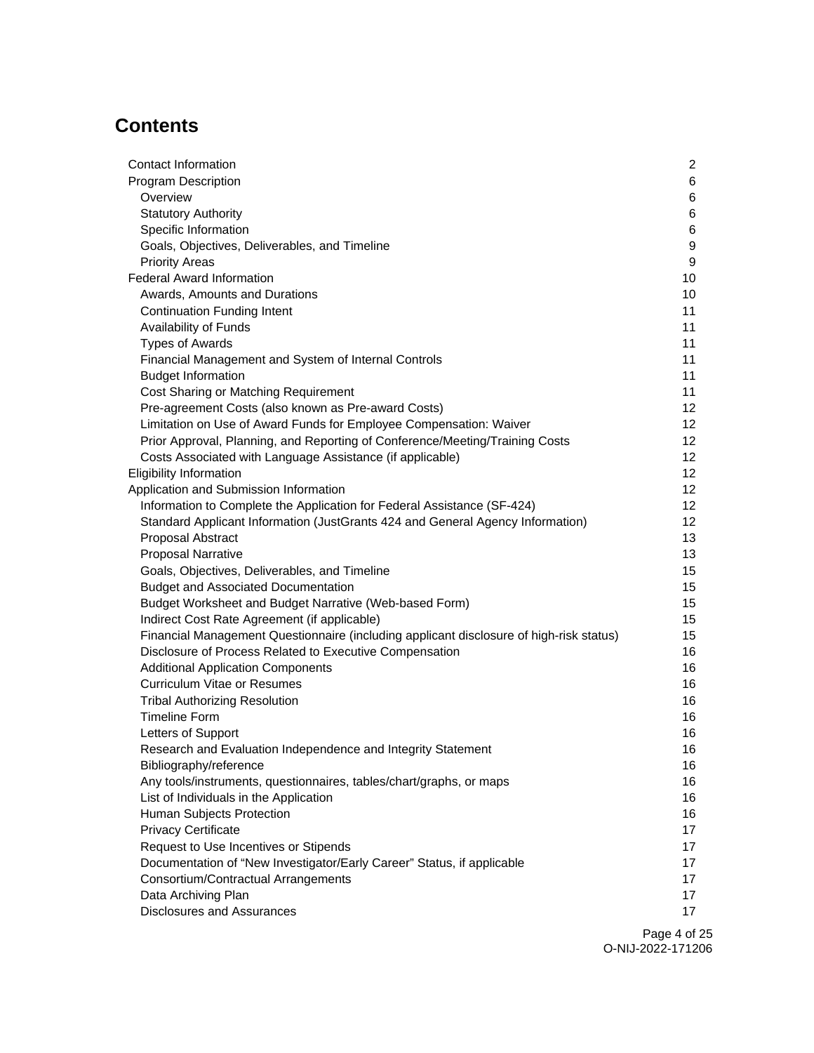## Contents

| | |
|---|---|
| Contact Information | 2 |
| Program Description | 6 |
| Overview | 6 |
| Statutory Authority | 6 |
| Specific Information | 6 |
| Goals, Objectives, Deliverables, and Timeline | 9 |
| Priority Areas | 9 |
| Federal Award Information | 10 |
| Awards, Amounts and Durations | 10 |
| Continuation Funding Intent | 11 |
| Availability of Funds | 11 |
| Types of Awards | 11 |
| Financial Management and System of Internal Controls | 11 |
| Budget Information | 11 |
| Cost Sharing or Matching Requirement | 11 |
| Pre-agreement Costs (also known as Pre-award Costs) | 12 |
| Limitation on Use of Award Funds for Employee Compensation: Waiver | 12 |
| Prior Approval, Planning, and Reporting of Conference/Meeting/Training Costs | 12 |
| Costs Associated with Language Assistance (if applicable) | 12 |
| Eligibility Information | 12 |
| Application and Submission Information | 12 |
| Information to Complete the Application for Federal Assistance (SF-424) | 12 |
| Standard Applicant Information (JustGrants 424 and General Agency Information) | 12 |
| Proposal Abstract | 13 |
| Proposal Narrative | 13 |
| Goals, Objectives, Deliverables, and Timeline | 15 |
| Budget and Associated Documentation | 15 |
| Budget Worksheet and Budget Narrative (Web-based Form) | 15 |
| Indirect Cost Rate Agreement (if applicable) | 15 |
| Financial Management Questionnaire (including applicant disclosure of high-risk status) | 15 |
| Disclosure of Process Related to Executive Compensation | 16 |
| Additional Application Components | 16 |
| Curriculum Vitae or Resumes | 16 |
| Tribal Authorizing Resolution | 16 |
| Timeline Form | 16 |
| Letters of Support | 16 |
| Research and Evaluation Independence and Integrity Statement | 16 |
| Bibliography/reference | 16 |
| Any tools/instruments, questionnaires, tables/chart/graphs, or maps | 16 |
| List of Individuals in the Application | 16 |
| Human Subjects Protection | 16 |
| Privacy Certificate | 17 |
| Request to Use Incentives or Stipends | 17 |
| Documentation of "New Investigator/Early Career" Status, if applicable | 17 |
| Consortium/Contractual Arrangements | 17 |
| Data Archiving Plan | 17 |
| Disclosures and Assurances | 17 |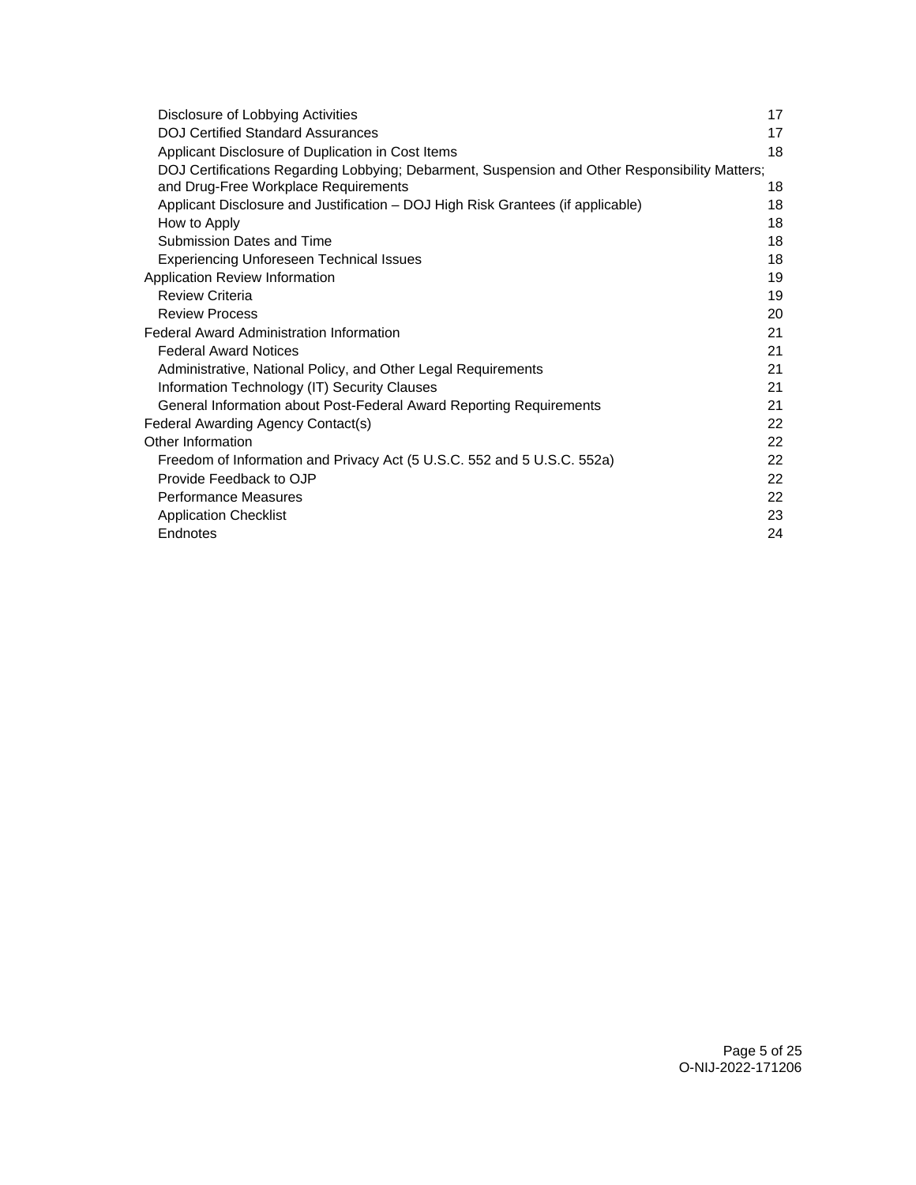Disclosure of Lobbying Activities 17
DOJ Certified Standard Assurances 17
Applicant Disclosure of Duplication in Cost Items 18
DOJ Certifications Regarding Lobbying; Debarment, Suspension and Other Responsibility Matters; and Drug-Free Workplace Requirements 18
Applicant Disclosure and Justification – DOJ High Risk Grantees (if applicable) 18
How to Apply 18
Submission Dates and Time 18
Experiencing Unforeseen Technical Issues 18

Application Review Information 19
Review Criteria 19
Review Process 20

Federal Award Administration Information 21
Federal Award Notices 21
Administrative, National Policy, and Other Legal Requirements 21
Information Technology (IT) Security Clauses 21
General Information about Post-Federal Award Reporting Requirements 21

Federal Awarding Agency Contact(s) 22

Other Information 22
Freedom of Information and Privacy Act (5 U.S.C. 552 and 5 U.S.C. 552a) 22
Provide Feedback to OJP 22
Performance Measures 22
Application Checklist 23
Endnotes 24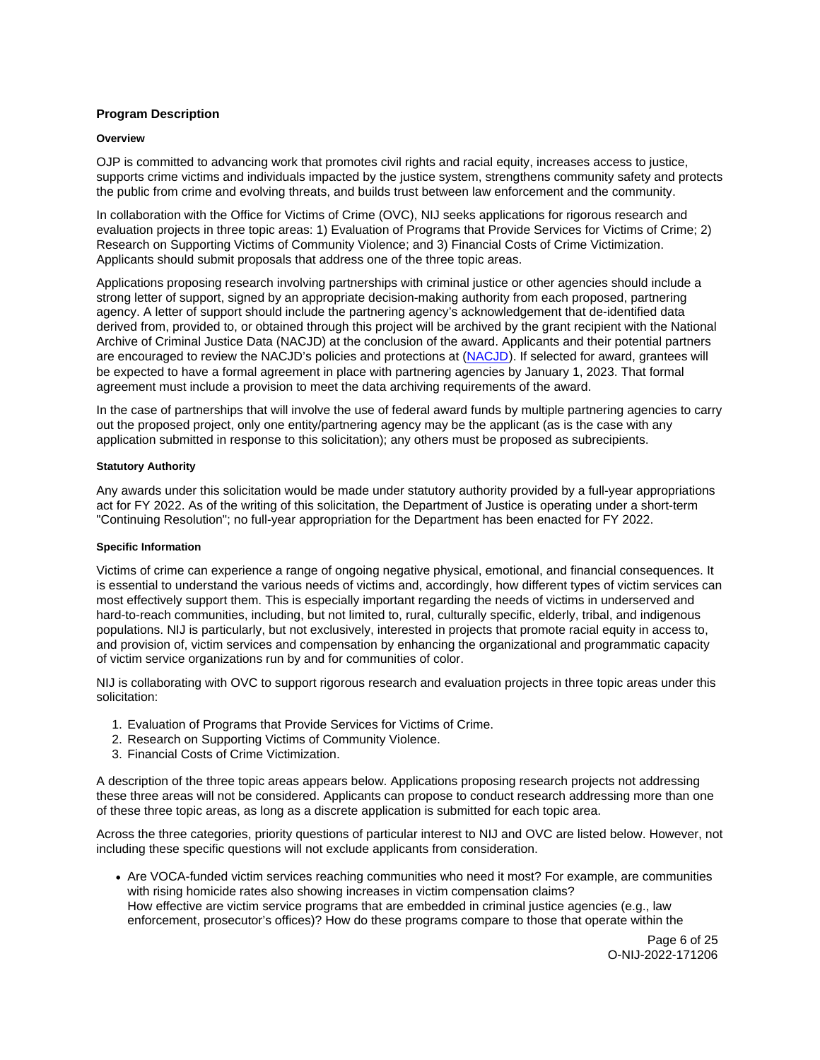### Program Description

#### Overview

OJP is committed to advancing work that promotes civil rights and racial equity, increases access to justice, supports crime victims and individuals impacted by the justice system, strengthens community safety and protects the public from crime and evolving threats, and builds trust between law enforcement and the community.

In collaboration with the Office for Victims of Crime (OVC), NIJ seeks applications for rigorous research and evaluation projects in three topic areas: 1) Evaluation of Programs that Provide Services for Victims of Crime; 2) Research on Supporting Victims of Community Violence; and 3) Financial Costs of Crime Victimization. Applicants should submit proposals that address one of the three topic areas.

Applications proposing research involving partnerships with criminal justice or other agencies should include a strong letter of support, signed by an appropriate decision-making authority from each proposed, partnering agency. A letter of support should include the partnering agency's acknowledgement that de-identified data derived from, provided to, or obtained through this project will be archived by the grant recipient with the National Archive of Criminal Justice Data (NACJD) at the conclusion of the award. Applicants and their potential partners are encouraged to review the NACJD's policies and protections at (NACJD). If selected for award, grantees will be expected to have a formal agreement in place with partnering agencies by January 1, 2023. That formal agreement must include a provision to meet the data archiving requirements of the award.

In the case of partnerships that will involve the use of federal award funds by multiple partnering agencies to carry out the proposed project, only one entity/partnering agency may be the applicant (as is the case with any application submitted in response to this solicitation); any others must be proposed as subrecipients.

#### Statutory Authority

Any awards under this solicitation would be made under statutory authority provided by a full-year appropriations act for FY 2022. As of the writing of this solicitation, the Department of Justice is operating under a short-term "Continuing Resolution"; no full-year appropriation for the Department has been enacted for FY 2022.

#### Specific Information

Victims of crime can experience a range of ongoing negative physical, emotional, and financial consequences. It is essential to understand the various needs of victims and, accordingly, how different types of victim services can most effectively support them. This is especially important regarding the needs of victims in underserved and hard-to-reach communities, including, but not limited to, rural, culturally specific, elderly, tribal, and indigenous populations. NIJ is particularly, but not exclusively, interested in projects that promote racial equity in access to, and provision of, victim services and compensation by enhancing the organizational and programmatic capacity of victim service organizations run by and for communities of color.

NIJ is collaborating with OVC to support rigorous research and evaluation projects in three topic areas under this solicitation:

1. Evaluation of Programs that Provide Services for Victims of Crime.
2. Research on Supporting Victims of Community Violence.
3. Financial Costs of Crime Victimization.

A description of the three topic areas appears below. Applications proposing research projects not addressing these three areas will not be considered. Applicants can propose to conduct research addressing more than one of these three topic areas, as long as a discrete application is submitted for each topic area.

Across the three categories, priority questions of particular interest to NIJ and OVC are listed below. However, not including these specific questions will not exclude applicants from consideration.

- Are VOCA-funded victim services reaching communities who need it most? For example, are communities with rising homicide rates also showing increases in victim compensation claims?
  How effective are victim service programs that are embedded in criminal justice agencies (e.g., law enforcement, prosecutor's offices)? How do these programs compare to those that operate within the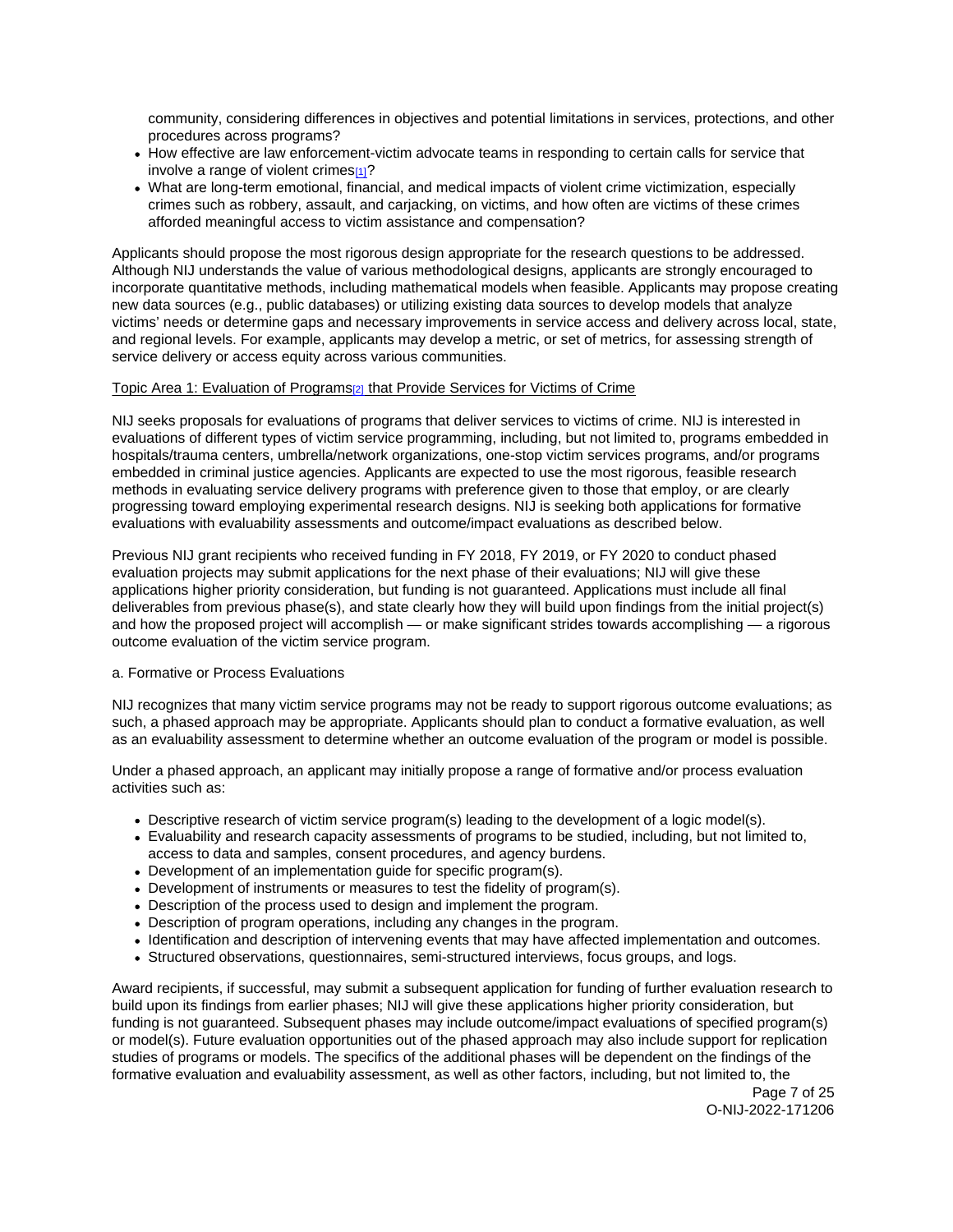community, considering differences in objectives and potential limitations in services, protections, and other procedures across programs?

- How effective are law enforcement-victim advocate teams in responding to certain calls for service that involve a range of violent crimes[1]?
- What are long-term emotional, financial, and medical impacts of violent crime victimization, especially crimes such as robbery, assault, and carjacking, on victims, and how often are victims of these crimes afforded meaningful access to victim assistance and compensation?

Applicants should propose the most rigorous design appropriate for the research questions to be addressed. Although NIJ understands the value of various methodological designs, applicants are strongly encouraged to incorporate quantitative methods, including mathematical models when feasible. Applicants may propose creating new data sources (e.g., public databases) or utilizing existing data sources to develop models that analyze victims' needs or determine gaps and necessary improvements in service access and delivery across local, state, and regional levels. For example, applicants may develop a metric, or set of metrics, for assessing strength of service delivery or access equity across various communities.

Topic Area 1: Evaluation of Programs[2] that Provide Services for Victims of Crime

NIJ seeks proposals for evaluations of programs that deliver services to victims of crime. NIJ is interested in evaluations of different types of victim service programming, including, but not limited to, programs embedded in hospitals/trauma centers, umbrella/network organizations, one-stop victim services programs, and/or programs embedded in criminal justice agencies. Applicants are expected to use the most rigorous, feasible research methods in evaluating service delivery programs with preference given to those that employ, or are clearly progressing toward employing experimental research designs. NIJ is seeking both applications for formative evaluations with evaluability assessments and outcome/impact evaluations as described below.

Previous NIJ grant recipients who received funding in FY 2018, FY 2019, or FY 2020 to conduct phased evaluation projects may submit applications for the next phase of their evaluations; NIJ will give these applications higher priority consideration, but funding is not guaranteed. Applications must include all final deliverables from previous phase(s), and state clearly how they will build upon findings from the initial project(s) and how the proposed project will accomplish — or make significant strides towards accomplishing — a rigorous outcome evaluation of the victim service program.

a. Formative or Process Evaluations

NIJ recognizes that many victim service programs may not be ready to support rigorous outcome evaluations; as such, a phased approach may be appropriate. Applicants should plan to conduct a formative evaluation, as well as an evaluability assessment to determine whether an outcome evaluation of the program or model is possible.

Under a phased approach, an applicant may initially propose a range of formative and/or process evaluation activities such as:

- Descriptive research of victim service program(s) leading to the development of a logic model(s).
- Evaluability and research capacity assessments of programs to be studied, including, but not limited to, access to data and samples, consent procedures, and agency burdens.
- Development of an implementation guide for specific program(s).
- Development of instruments or measures to test the fidelity of program(s).
- Description of the process used to design and implement the program.
- Description of program operations, including any changes in the program.
- Identification and description of intervening events that may have affected implementation and outcomes.
- Structured observations, questionnaires, semi-structured interviews, focus groups, and logs.

Award recipients, if successful, may submit a subsequent application for funding of further evaluation research to build upon its findings from earlier phases; NIJ will give these applications higher priority consideration, but funding is not guaranteed. Subsequent phases may include outcome/impact evaluations of specified program(s) or model(s). Future evaluation opportunities out of the phased approach may also include support for replication studies of programs or models. The specifics of the additional phases will be dependent on the findings of the formative evaluation and evaluability assessment, as well as other factors, including, but not limited to, the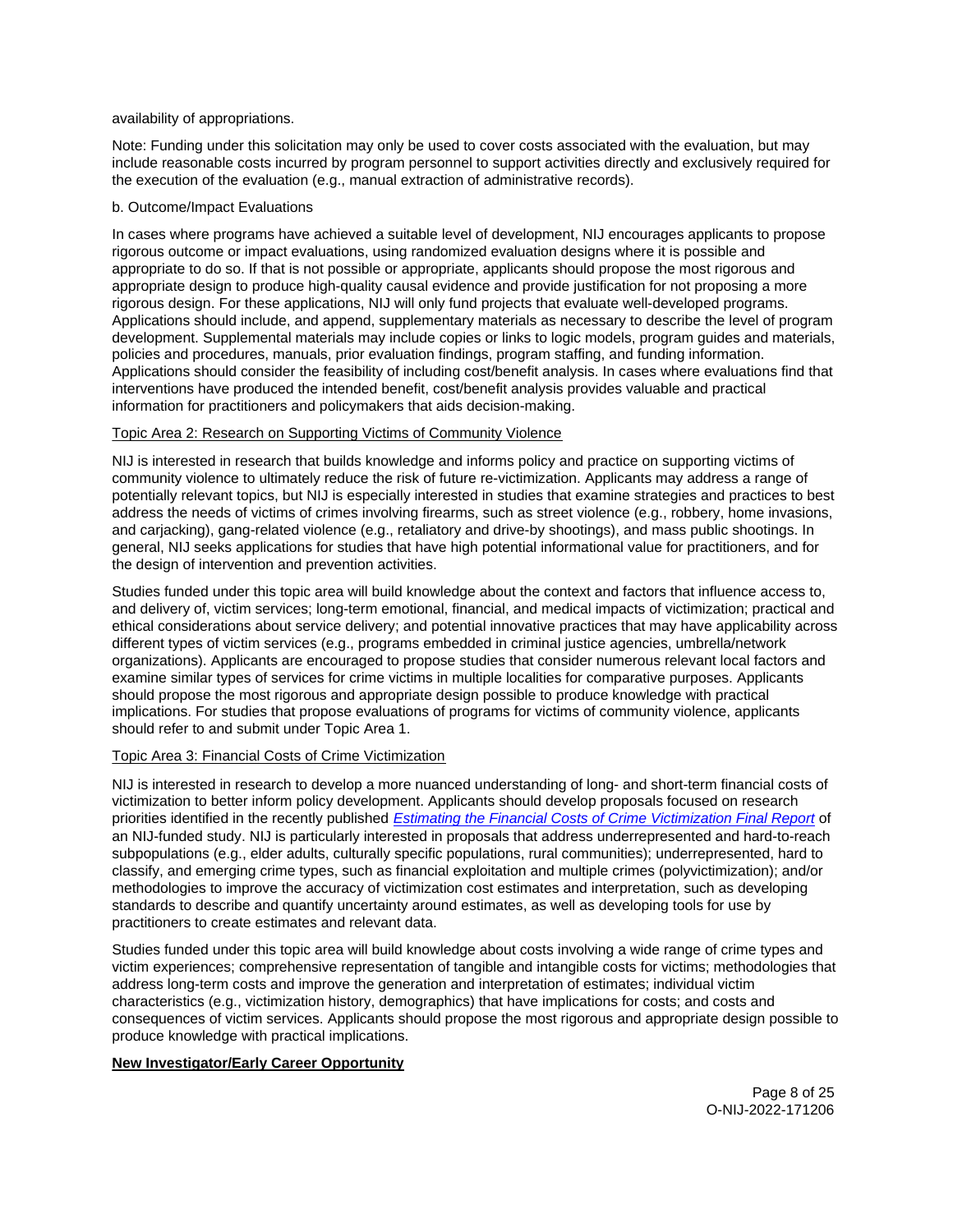availability of appropriations.

Note: Funding under this solicitation may only be used to cover costs associated with the evaluation, but may include reasonable costs incurred by program personnel to support activities directly and exclusively required for the execution of the evaluation (e.g., manual extraction of administrative records).

b. Outcome/Impact Evaluations

In cases where programs have achieved a suitable level of development, NIJ encourages applicants to propose rigorous outcome or impact evaluations, using randomized evaluation designs where it is possible and appropriate to do so. If that is not possible or appropriate, applicants should propose the most rigorous and appropriate design to produce high-quality causal evidence and provide justification for not proposing a more rigorous design. For these applications, NIJ will only fund projects that evaluate well-developed programs. Applications should include, and append, supplementary materials as necessary to describe the level of program development. Supplemental materials may include copies or links to logic models, program guides and materials, policies and procedures, manuals, prior evaluation findings, program staffing, and funding information. Applications should consider the feasibility of including cost/benefit analysis. In cases where evaluations find that interventions have produced the intended benefit, cost/benefit analysis provides valuable and practical information for practitioners and policymakers that aids decision-making.

Topic Area 2: Research on Supporting Victims of Community Violence

NIJ is interested in research that builds knowledge and informs policy and practice on supporting victims of community violence to ultimately reduce the risk of future re-victimization. Applicants may address a range of potentially relevant topics, but NIJ is especially interested in studies that examine strategies and practices to best address the needs of victims of crimes involving firearms, such as street violence (e.g., robbery, home invasions, and carjacking), gang-related violence (e.g., retaliatory and drive-by shootings), and mass public shootings. In general, NIJ seeks applications for studies that have high potential informational value for practitioners, and for the design of intervention and prevention activities.

Studies funded under this topic area will build knowledge about the context and factors that influence access to, and delivery of, victim services; long-term emotional, financial, and medical impacts of victimization; practical and ethical considerations about service delivery; and potential innovative practices that may have applicability across different types of victim services (e.g., programs embedded in criminal justice agencies, umbrella/network organizations). Applicants are encouraged to propose studies that consider numerous relevant local factors and examine similar types of services for crime victims in multiple localities for comparative purposes. Applicants should propose the most rigorous and appropriate design possible to produce knowledge with practical implications. For studies that propose evaluations of programs for victims of community violence, applicants should refer to and submit under Topic Area 1.

Topic Area 3: Financial Costs of Crime Victimization

NIJ is interested in research to develop a more nuanced understanding of long- and short-term financial costs of victimization to better inform policy development. Applicants should develop proposals focused on research priorities identified in the recently published *Estimating the Financial Costs of Crime Victimization Final Report* of an NIJ-funded study. NIJ is particularly interested in proposals that address underrepresented and hard-to-reach subpopulations (e.g., elder adults, culturally specific populations, rural communities); underrepresented, hard to classify, and emerging crime types, such as financial exploitation and multiple crimes (polyvictimization); and/or methodologies to improve the accuracy of victimization cost estimates and interpretation, such as developing standards to describe and quantify uncertainty around estimates, as well as developing tools for use by practitioners to create estimates and relevant data.

Studies funded under this topic area will build knowledge about costs involving a wide range of crime types and victim experiences; comprehensive representation of tangible and intangible costs for victims; methodologies that address long-term costs and improve the generation and interpretation of estimates; individual victim characteristics (e.g., victimization history, demographics) that have implications for costs; and costs and consequences of victim services. Applicants should propose the most rigorous and appropriate design possible to produce knowledge with practical implications.

**New Investigator/Early Career Opportunity**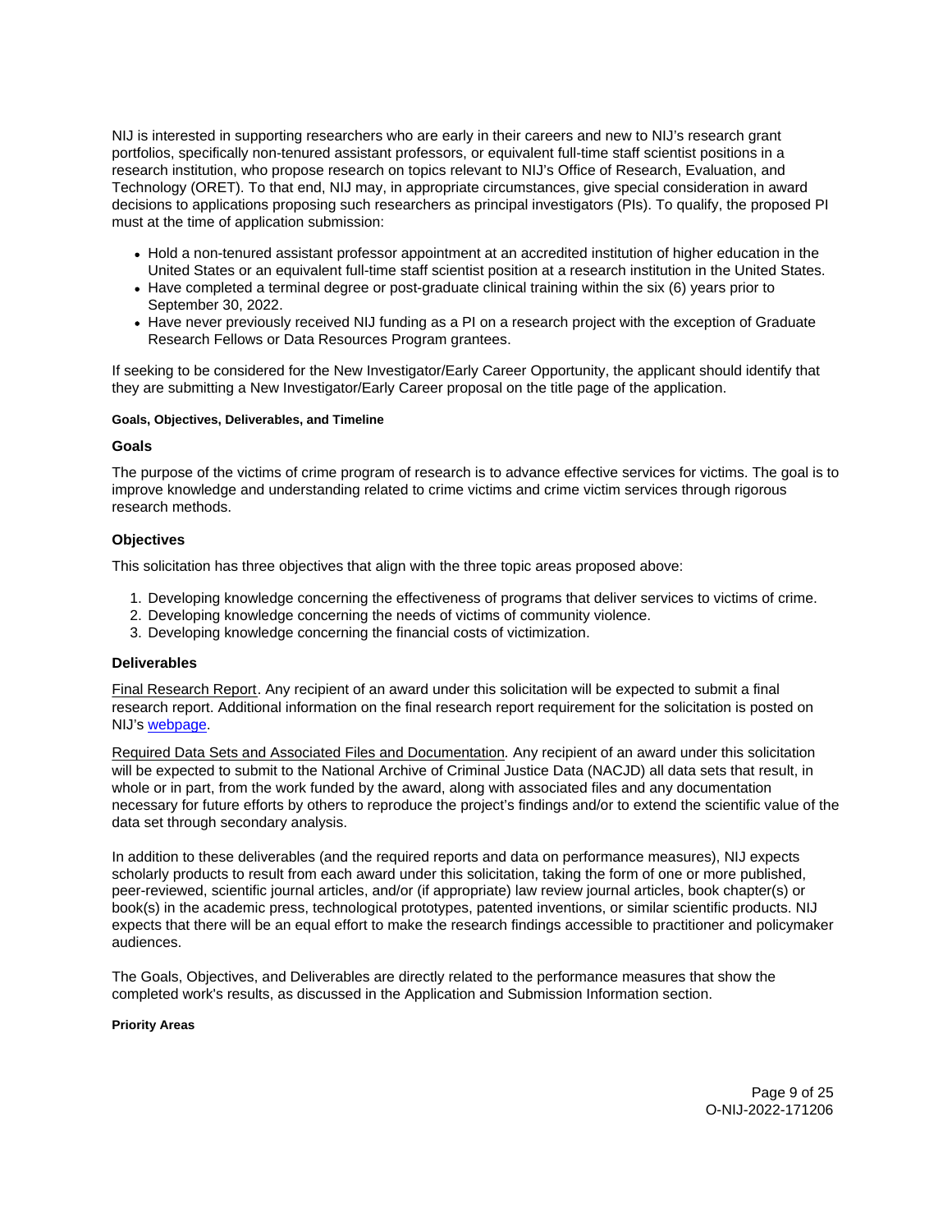NIJ is interested in supporting researchers who are early in their careers and new to NIJ's research grant portfolios, specifically non-tenured assistant professors, or equivalent full-time staff scientist positions in a research institution, who propose research on topics relevant to NIJ's Office of Research, Evaluation, and Technology (ORET). To that end, NIJ may, in appropriate circumstances, give special consideration in award decisions to applications proposing such researchers as principal investigators (PIs). To qualify, the proposed PI must at the time of application submission:

- Hold a non-tenured assistant professor appointment at an accredited institution of higher education in the United States or an equivalent full-time staff scientist position at a research institution in the United States.
- Have completed a terminal degree or post-graduate clinical training within the six (6) years prior to September 30, 2022.
- Have never previously received NIJ funding as a PI on a research project with the exception of Graduate Research Fellows or Data Resources Program grantees.

If seeking to be considered for the New Investigator/Early Career Opportunity, the applicant should identify that they are submitting a New Investigator/Early Career proposal on the title page of the application.

#### Goals, Objectives, Deliverables, and Timeline

### Goals

The purpose of the victims of crime program of research is to advance effective services for victims. The goal is to improve knowledge and understanding related to crime victims and crime victim services through rigorous research methods.

### Objectives

This solicitation has three objectives that align with the three topic areas proposed above:

1. Developing knowledge concerning the effectiveness of programs that deliver services to victims of crime.
2. Developing knowledge concerning the needs of victims of community violence.
3. Developing knowledge concerning the financial costs of victimization.

### Deliverables

Final Research Report. Any recipient of an award under this solicitation will be expected to submit a final research report. Additional information on the final research report requirement for the solicitation is posted on NIJ's webpage.

Required Data Sets and Associated Files and Documentation. Any recipient of an award under this solicitation will be expected to submit to the National Archive of Criminal Justice Data (NACJD) all data sets that result, in whole or in part, from the work funded by the award, along with associated files and any documentation necessary for future efforts by others to reproduce the project's findings and/or to extend the scientific value of the data set through secondary analysis.

In addition to these deliverables (and the required reports and data on performance measures), NIJ expects scholarly products to result from each award under this solicitation, taking the form of one or more published, peer-reviewed, scientific journal articles, and/or (if appropriate) law review journal articles, book chapter(s) or book(s) in the academic press, technological prototypes, patented inventions, or similar scientific products. NIJ expects that there will be an equal effort to make the research findings accessible to practitioner and policymaker audiences.

The Goals, Objectives, and Deliverables are directly related to the performance measures that show the completed work's results, as discussed in the Application and Submission Information section.

#### Priority Areas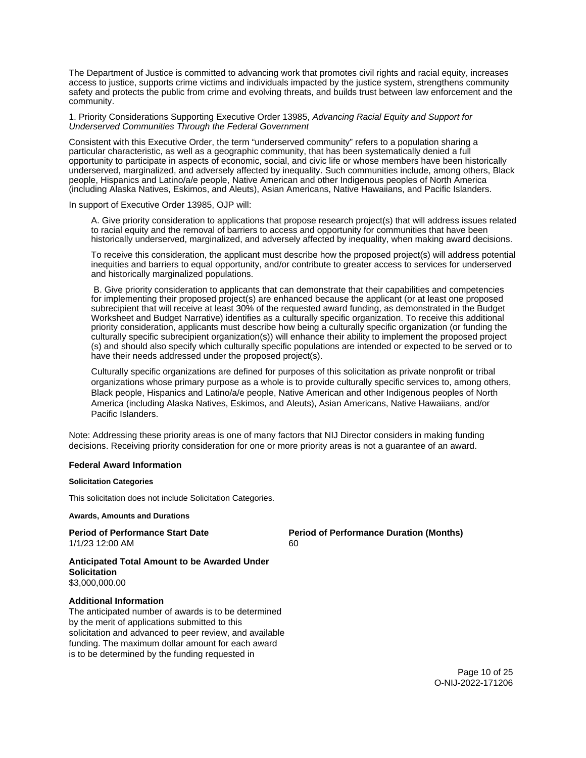The Department of Justice is committed to advancing work that promotes civil rights and racial equity, increases access to justice, supports crime victims and individuals impacted by the justice system, strengthens community safety and protects the public from crime and evolving threats, and builds trust between law enforcement and the community.

1. Priority Considerations Supporting Executive Order 13985, *Advancing Racial Equity and Support for Underserved Communities Through the Federal Government*

Consistent with this Executive Order, the term "underserved community" refers to a population sharing a particular characteristic, as well as a geographic community, that has been systematically denied a full opportunity to participate in aspects of economic, social, and civic life or whose members have been historically underserved, marginalized, and adversely affected by inequality. Such communities include, among others, Black people, Hispanics and Latino/a/e people, Native American and other Indigenous peoples of North America (including Alaska Natives, Eskimos, and Aleuts), Asian Americans, Native Hawaiians, and Pacific Islanders.

In support of Executive Order 13985, OJP will:

A. Give priority consideration to applications that propose research project(s) that will address issues related to racial equity and the removal of barriers to access and opportunity for communities that have been historically underserved, marginalized, and adversely affected by inequality, when making award decisions.

To receive this consideration, the applicant must describe how the proposed project(s) will address potential inequities and barriers to equal opportunity, and/or contribute to greater access to services for underserved and historically marginalized populations.

B. Give priority consideration to applicants that can demonstrate that their capabilities and competencies for implementing their proposed project(s) are enhanced because the applicant (or at least one proposed subrecipient that will receive at least 30% of the requested award funding, as demonstrated in the Budget Worksheet and Budget Narrative) identifies as a culturally specific organization. To receive this additional priority consideration, applicants must describe how being a culturally specific organization (or funding the culturally specific subrecipient organization(s)) will enhance their ability to implement the proposed project (s) and should also specify which culturally specific populations are intended or expected to be served or to have their needs addressed under the proposed project(s).

Culturally specific organizations are defined for purposes of this solicitation as private nonprofit or tribal organizations whose primary purpose as a whole is to provide culturally specific services to, among others, Black people, Hispanics and Latino/a/e people, Native American and other Indigenous peoples of North America (including Alaska Natives, Eskimos, and Aleuts), Asian Americans, Native Hawaiians, and/or Pacific Islanders.

Note: Addressing these priority areas is one of many factors that NIJ Director considers in making funding decisions. Receiving priority consideration for one or more priority areas is not a guarantee of an award.

### Federal Award Information

#### Solicitation Categories

This solicitation does not include Solicitation Categories.

#### Awards, Amounts and Durations

**Period of Performance Start Date**
1/1/23 12:00 AM

**Period of Performance Duration (Months)**
60

**Anticipated Total Amount to be Awarded Under Solicitation**
$3,000,000.00

**Additional Information**
The anticipated number of awards is to be determined by the merit of applications submitted to this solicitation and advanced to peer review, and available funding. The maximum dollar amount for each award is to be determined by the funding requested in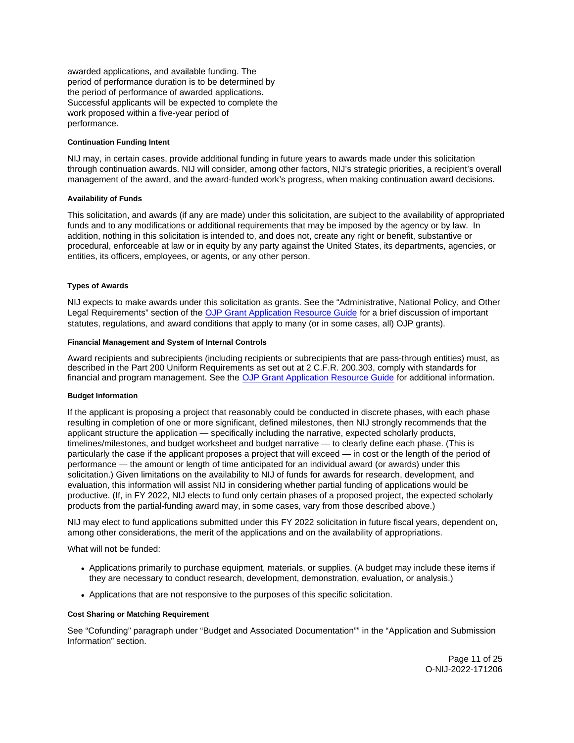awarded applications, and available funding. The period of performance duration is to be determined by the period of performance of awarded applications. Successful applicants will be expected to complete the work proposed within a five-year period of performance.

#### Continuation Funding Intent

NIJ may, in certain cases, provide additional funding in future years to awards made under this solicitation through continuation awards. NIJ will consider, among other factors, NIJ's strategic priorities, a recipient's overall management of the award, and the award-funded work's progress, when making continuation award decisions.

#### Availability of Funds

This solicitation, and awards (if any are made) under this solicitation, are subject to the availability of appropriated funds and to any modifications or additional requirements that may be imposed by the agency or by law. In addition, nothing in this solicitation is intended to, and does not, create any right or benefit, substantive or procedural, enforceable at law or in equity by any party against the United States, its departments, agencies, or entities, its officers, employees, or agents, or any other person.

#### Types of Awards

NIJ expects to make awards under this solicitation as grants. See the "Administrative, National Policy, and Other Legal Requirements" section of the OJP Grant Application Resource Guide for a brief discussion of important statutes, regulations, and award conditions that apply to many (or in some cases, all) OJP grants).

#### Financial Management and System of Internal Controls

Award recipients and subrecipients (including recipients or subrecipients that are pass-through entities) must, as described in the Part 200 Uniform Requirements as set out at 2 C.F.R. 200.303, comply with standards for financial and program management. See the OJP Grant Application Resource Guide for additional information.

#### Budget Information

If the applicant is proposing a project that reasonably could be conducted in discrete phases, with each phase resulting in completion of one or more significant, defined milestones, then NIJ strongly recommends that the applicant structure the application — specifically including the narrative, expected scholarly products, timelines/milestones, and budget worksheet and budget narrative — to clearly define each phase. (This is particularly the case if the applicant proposes a project that will exceed — in cost or the length of the period of performance — the amount or length of time anticipated for an individual award (or awards) under this solicitation.) Given limitations on the availability to NIJ of funds for awards for research, development, and evaluation, this information will assist NIJ in considering whether partial funding of applications would be productive. (If, in FY 2022, NIJ elects to fund only certain phases of a proposed project, the expected scholarly products from the partial-funding award may, in some cases, vary from those described above.)

NIJ may elect to fund applications submitted under this FY 2022 solicitation in future fiscal years, dependent on, among other considerations, the merit of the applications and on the availability of appropriations.

What will not be funded:

- Applications primarily to purchase equipment, materials, or supplies. (A budget may include these items if they are necessary to conduct research, development, demonstration, evaluation, or analysis.)
- Applications that are not responsive to the purposes of this specific solicitation.

#### Cost Sharing or Matching Requirement

See "Cofunding" paragraph under "Budget and Associated Documentation"" in the "Application and Submission Information" section.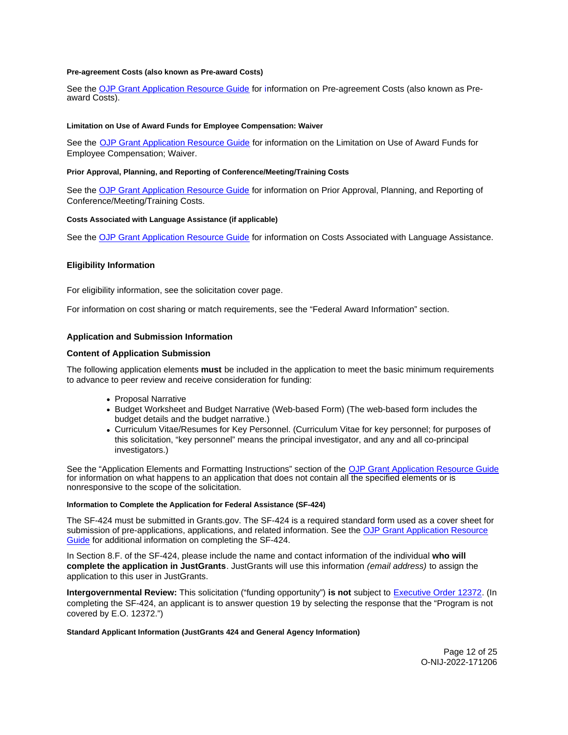#### Pre-agreement Costs (also known as Pre-award Costs)

See the OJP Grant Application Resource Guide for information on Pre-agreement Costs (also known as Pre-award Costs).

#### Limitation on Use of Award Funds for Employee Compensation: Waiver

See the OJP Grant Application Resource Guide for information on the Limitation on Use of Award Funds for Employee Compensation; Waiver.

#### Prior Approval, Planning, and Reporting of Conference/Meeting/Training Costs

See the OJP Grant Application Resource Guide for information on Prior Approval, Planning, and Reporting of Conference/Meeting/Training Costs.

#### Costs Associated with Language Assistance (if applicable)

See the OJP Grant Application Resource Guide for information on Costs Associated with Language Assistance.

### Eligibility Information

For eligibility information, see the solicitation cover page.

For information on cost sharing or match requirements, see the "Federal Award Information" section.

### Application and Submission Information

### Content of Application Submission

The following application elements **must** be included in the application to meet the basic minimum requirements to advance to peer review and receive consideration for funding:

- Proposal Narrative
- Budget Worksheet and Budget Narrative (Web-based Form) (The web-based form includes the budget details and the budget narrative.)
- Curriculum Vitae/Resumes for Key Personnel. (Curriculum Vitae for key personnel; for purposes of this solicitation, "key personnel" means the principal investigator, and any and all co-principal investigators.)

See the "Application Elements and Formatting Instructions" section of the OJP Grant Application Resource Guide for information on what happens to an application that does not contain all the specified elements or is nonresponsive to the scope of the solicitation.

#### Information to Complete the Application for Federal Assistance (SF-424)

The SF-424 must be submitted in Grants.gov. The SF-424 is a required standard form used as a cover sheet for submission of pre-applications, applications, and related information. See the OJP Grant Application Resource Guide for additional information on completing the SF-424.

In Section 8.F. of the SF-424, please include the name and contact information of the individual **who will complete the application in JustGrants**. JustGrants will use this information *(email address)* to assign the application to this user in JustGrants.

**Intergovernmental Review:** This solicitation ("funding opportunity") **is not** subject to Executive Order 12372. (In completing the SF-424, an applicant is to answer question 19 by selecting the response that the "Program is not covered by E.O. 12372.")

#### Standard Applicant Information (JustGrants 424 and General Agency Information)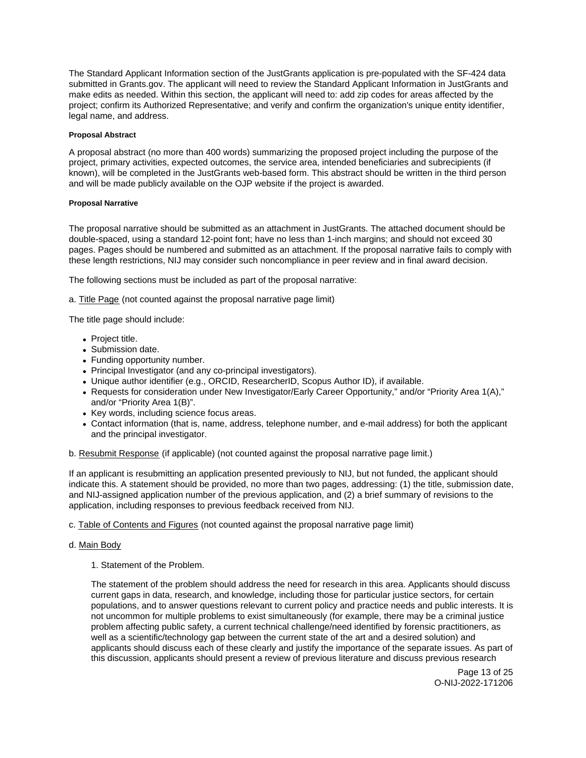The Standard Applicant Information section of the JustGrants application is pre-populated with the SF-424 data submitted in Grants.gov. The applicant will need to review the Standard Applicant Information in JustGrants and make edits as needed. Within this section, the applicant will need to: add zip codes for areas affected by the project; confirm its Authorized Representative; and verify and confirm the organization's unique entity identifier, legal name, and address.

#### Proposal Abstract

A proposal abstract (no more than 400 words) summarizing the proposed project including the purpose of the project, primary activities, expected outcomes, the service area, intended beneficiaries and subrecipients (if known), will be completed in the JustGrants web-based form. This abstract should be written in the third person and will be made publicly available on the OJP website if the project is awarded.

#### Proposal Narrative

The proposal narrative should be submitted as an attachment in JustGrants. The attached document should be double-spaced, using a standard 12-point font; have no less than 1-inch margins; and should not exceed 30 pages. Pages should be numbered and submitted as an attachment. If the proposal narrative fails to comply with these length restrictions, NIJ may consider such noncompliance in peer review and in final award decision.

The following sections must be included as part of the proposal narrative:

a. Title Page (not counted against the proposal narrative page limit)

The title page should include:

- Project title.
- Submission date.
- Funding opportunity number.
- Principal Investigator (and any co-principal investigators).
- Unique author identifier (e.g., ORCID, ResearcherID, Scopus Author ID), if available.
- Requests for consideration under New Investigator/Early Career Opportunity," and/or "Priority Area 1(A)," and/or "Priority Area 1(B)".
- Key words, including science focus areas.
- Contact information (that is, name, address, telephone number, and e-mail address) for both the applicant and the principal investigator.

b. Resubmit Response (if applicable) (not counted against the proposal narrative page limit.)

If an applicant is resubmitting an application presented previously to NIJ, but not funded, the applicant should indicate this. A statement should be provided, no more than two pages, addressing: (1) the title, submission date, and NIJ-assigned application number of the previous application, and (2) a brief summary of revisions to the application, including responses to previous feedback received from NIJ.

c. Table of Contents and Figures (not counted against the proposal narrative page limit)

d. Main Body

1. Statement of the Problem.

The statement of the problem should address the need for research in this area. Applicants should discuss current gaps in data, research, and knowledge, including those for particular justice sectors, for certain populations, and to answer questions relevant to current policy and practice needs and public interests. It is not uncommon for multiple problems to exist simultaneously (for example, there may be a criminal justice problem affecting public safety, a current technical challenge/need identified by forensic practitioners, as well as a scientific/technology gap between the current state of the art and a desired solution) and applicants should discuss each of these clearly and justify the importance of the separate issues. As part of this discussion, applicants should present a review of previous literature and discuss previous research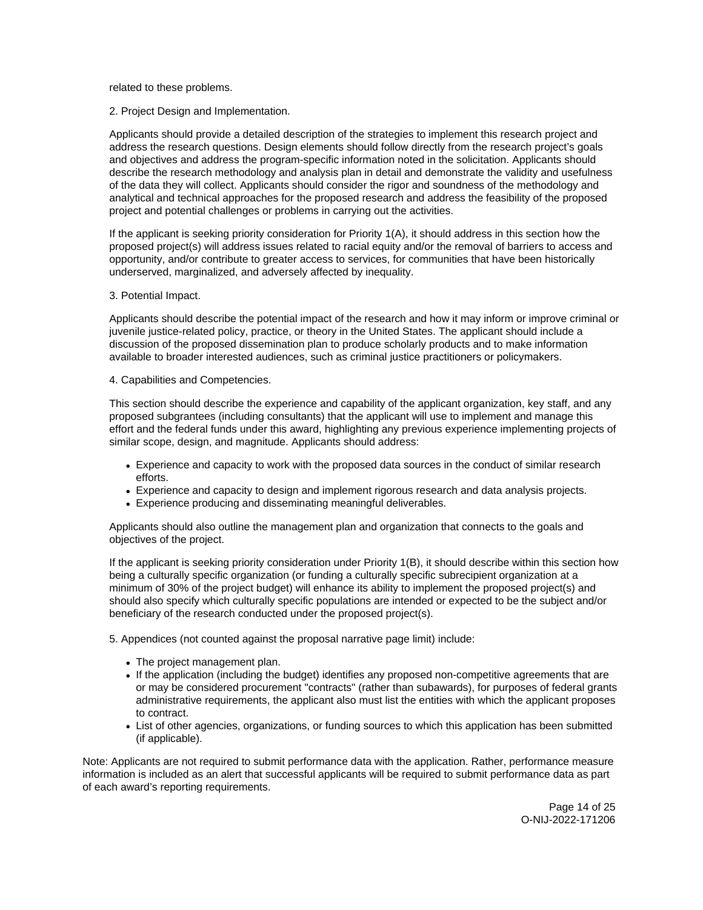related to these problems.

2. Project Design and Implementation.

Applicants should provide a detailed description of the strategies to implement this research project and address the research questions. Design elements should follow directly from the research project's goals and objectives and address the program-specific information noted in the solicitation. Applicants should describe the research methodology and analysis plan in detail and demonstrate the validity and usefulness of the data they will collect. Applicants should consider the rigor and soundness of the methodology and analytical and technical approaches for the proposed research and address the feasibility of the proposed project and potential challenges or problems in carrying out the activities.

If the applicant is seeking priority consideration for Priority 1(A), it should address in this section how the proposed project(s) will address issues related to racial equity and/or the removal of barriers to access and opportunity, and/or contribute to greater access to services, for communities that have been historically underserved, marginalized, and adversely affected by inequality.

3. Potential Impact.

Applicants should describe the potential impact of the research and how it may inform or improve criminal or juvenile justice-related policy, practice, or theory in the United States. The applicant should include a discussion of the proposed dissemination plan to produce scholarly products and to make information available to broader interested audiences, such as criminal justice practitioners or policymakers.

4. Capabilities and Competencies.

This section should describe the experience and capability of the applicant organization, key staff, and any proposed subgrantees (including consultants) that the applicant will use to implement and manage this effort and the federal funds under this award, highlighting any previous experience implementing projects of similar scope, design, and magnitude. Applicants should address:

- Experience and capacity to work with the proposed data sources in the conduct of similar research efforts.
- Experience and capacity to design and implement rigorous research and data analysis projects.
- Experience producing and disseminating meaningful deliverables.

Applicants should also outline the management plan and organization that connects to the goals and objectives of the project.

If the applicant is seeking priority consideration under Priority 1(B), it should describe within this section how being a culturally specific organization (or funding a culturally specific subrecipient organization at a minimum of 30% of the project budget) will enhance its ability to implement the proposed project(s) and should also specify which culturally specific populations are intended or expected to be the subject and/or beneficiary of the research conducted under the proposed project(s).

5. Appendices (not counted against the proposal narrative page limit) include:

- The project management plan.
- If the application (including the budget) identifies any proposed non-competitive agreements that are or may be considered procurement "contracts" (rather than subawards), for purposes of federal grants administrative requirements, the applicant also must list the entities with which the applicant proposes to contract.
- List of other agencies, organizations, or funding sources to which this application has been submitted (if applicable).

Note: Applicants are not required to submit performance data with the application. Rather, performance measure information is included as an alert that successful applicants will be required to submit performance data as part of each award's reporting requirements.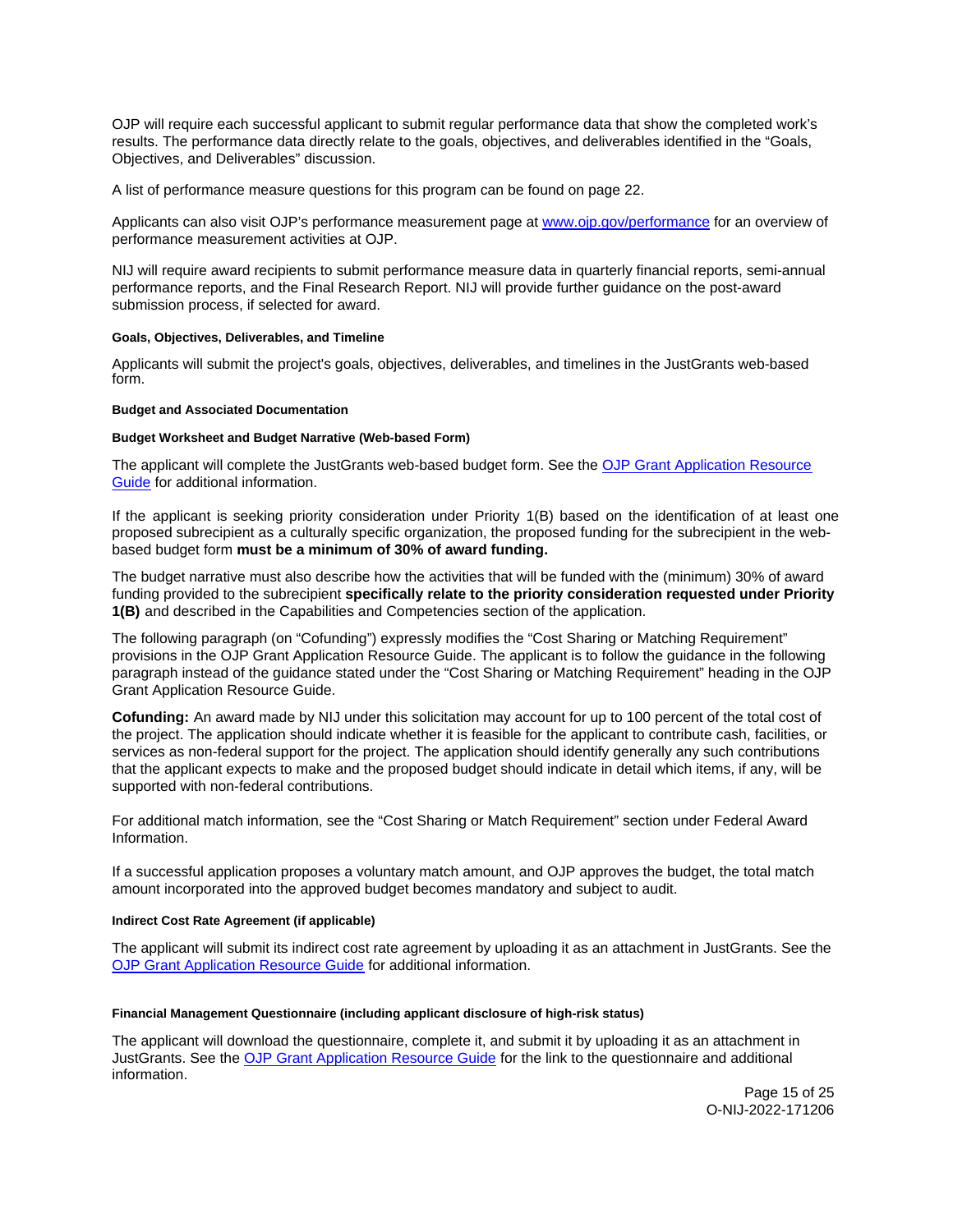OJP will require each successful applicant to submit regular performance data that show the completed work's results. The performance data directly relate to the goals, objectives, and deliverables identified in the "Goals, Objectives, and Deliverables" discussion.

A list of performance measure questions for this program can be found on page 22.

Applicants can also visit OJP's performance measurement page at [www.ojp.gov/performance](www.ojp.gov/performance) for an overview of performance measurement activities at OJP.

NIJ will require award recipients to submit performance measure data in quarterly financial reports, semi-annual performance reports, and the Final Research Report. NIJ will provide further guidance on the post-award submission process, if selected for award.

#### Goals, Objectives, Deliverables, and Timeline

Applicants will submit the project's goals, objectives, deliverables, and timelines in the JustGrants web-based form.

#### Budget and Associated Documentation

#### Budget Worksheet and Budget Narrative (Web-based Form)

The applicant will complete the JustGrants web-based budget form. See the OJP Grant Application Resource Guide for additional information.

If the applicant is seeking priority consideration under Priority 1(B) based on the identification of at least one proposed subrecipient as a culturally specific organization, the proposed funding for the subrecipient in the web-based budget form **must be a minimum of 30% of award funding.**

The budget narrative must also describe how the activities that will be funded with the (minimum) 30% of award funding provided to the subrecipient **specifically relate to the priority consideration requested under Priority 1(B)** and described in the Capabilities and Competencies section of the application.

The following paragraph (on "Cofunding") expressly modifies the "Cost Sharing or Matching Requirement" provisions in the OJP Grant Application Resource Guide. The applicant is to follow the guidance in the following paragraph instead of the guidance stated under the "Cost Sharing or Matching Requirement" heading in the OJP Grant Application Resource Guide.

**Cofunding:** An award made by NIJ under this solicitation may account for up to 100 percent of the total cost of the project. The application should indicate whether it is feasible for the applicant to contribute cash, facilities, or services as non-federal support for the project. The application should identify generally any such contributions that the applicant expects to make and the proposed budget should indicate in detail which items, if any, will be supported with non-federal contributions.

For additional match information, see the "Cost Sharing or Match Requirement" section under Federal Award Information.

If a successful application proposes a voluntary match amount, and OJP approves the budget, the total match amount incorporated into the approved budget becomes mandatory and subject to audit.

#### Indirect Cost Rate Agreement (if applicable)

The applicant will submit its indirect cost rate agreement by uploading it as an attachment in JustGrants. See the OJP Grant Application Resource Guide for additional information.

#### Financial Management Questionnaire (including applicant disclosure of high-risk status)

The applicant will download the questionnaire, complete it, and submit it by uploading it as an attachment in JustGrants. See the OJP Grant Application Resource Guide for the link to the questionnaire and additional information.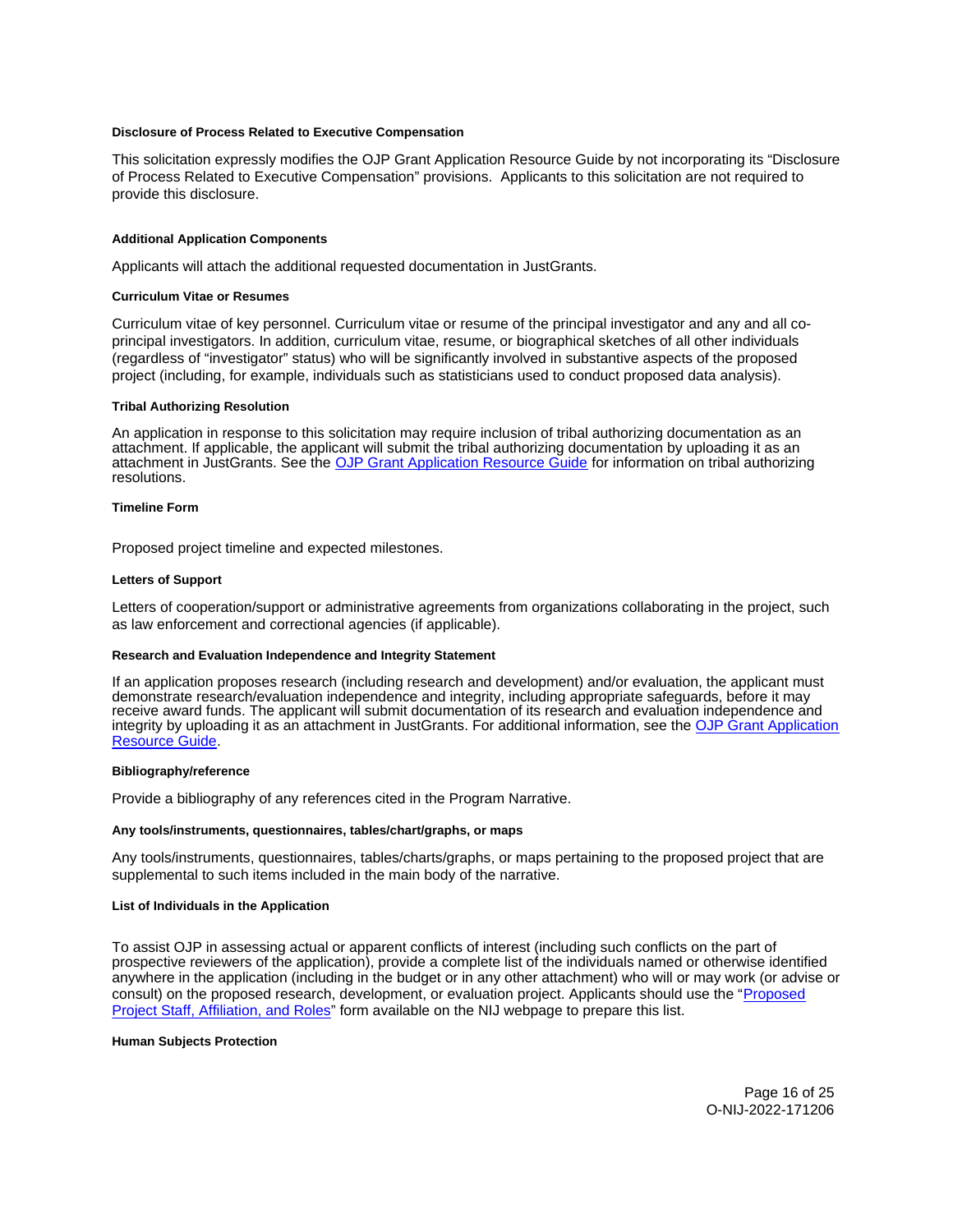#### Disclosure of Process Related to Executive Compensation

This solicitation expressly modifies the OJP Grant Application Resource Guide by not incorporating its "Disclosure of Process Related to Executive Compensation" provisions. Applicants to this solicitation are not required to provide this disclosure.

#### Additional Application Components

Applicants will attach the additional requested documentation in JustGrants.

#### Curriculum Vitae or Resumes

Curriculum vitae of key personnel. Curriculum vitae or resume of the principal investigator and any and all co-principal investigators. In addition, curriculum vitae, resume, or biographical sketches of all other individuals (regardless of "investigator" status) who will be significantly involved in substantive aspects of the proposed project (including, for example, individuals such as statisticians used to conduct proposed data analysis).

#### Tribal Authorizing Resolution

An application in response to this solicitation may require inclusion of tribal authorizing documentation as an attachment. If applicable, the applicant will submit the tribal authorizing documentation by uploading it as an attachment in JustGrants. See the [OJP Grant Application Resource Guide] for information on tribal authorizing resolutions.

#### Timeline Form

Proposed project timeline and expected milestones.

#### Letters of Support

Letters of cooperation/support or administrative agreements from organizations collaborating in the project, such as law enforcement and correctional agencies (if applicable).

#### Research and Evaluation Independence and Integrity Statement

If an application proposes research (including research and development) and/or evaluation, the applicant must demonstrate research/evaluation independence and integrity, including appropriate safeguards, before it may receive award funds. The applicant will submit documentation of its research and evaluation independence and integrity by uploading it as an attachment in JustGrants. For additional information, see the [OJP Grant Application Resource Guide].

#### Bibliography/reference

Provide a bibliography of any references cited in the Program Narrative.

#### Any tools/instruments, questionnaires, tables/chart/graphs, or maps

Any tools/instruments, questionnaires, tables/charts/graphs, or maps pertaining to the proposed project that are supplemental to such items included in the main body of the narrative.

#### List of Individuals in the Application

To assist OJP in assessing actual or apparent conflicts of interest (including such conflicts on the part of prospective reviewers of the application), provide a complete list of the individuals named or otherwise identified anywhere in the application (including in the budget or in any other attachment) who will or may work (or advise or consult) on the proposed research, development, or evaluation project. Applicants should use the "[Proposed Project Staff, Affiliation, and Roles]" form available on the NIJ webpage to prepare this list.

#### Human Subjects Protection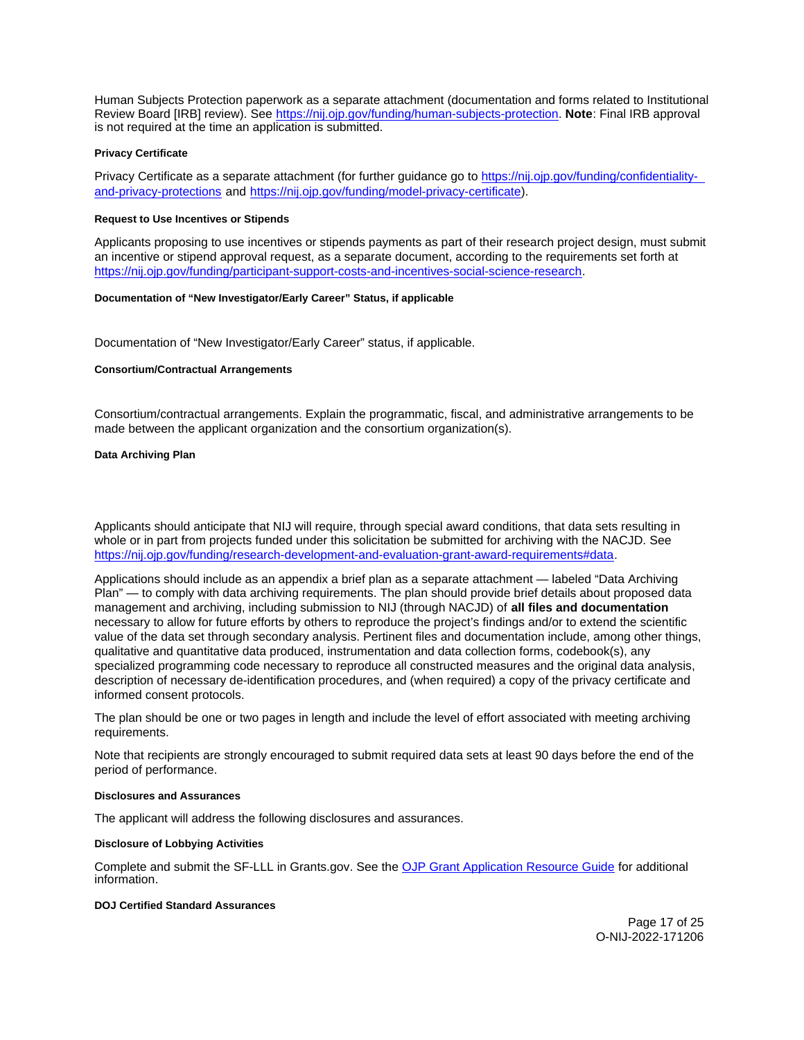Human Subjects Protection paperwork as a separate attachment (documentation and forms related to Institutional Review Board [IRB] review). See https://nij.ojp.gov/funding/human-subjects-protection. **Note**: Final IRB approval is not required at the time an application is submitted.

#### Privacy Certificate

Privacy Certificate as a separate attachment (for further guidance go to https://nij.ojp.gov/funding/confidentiality-and-privacy-protections and https://nij.ojp.gov/funding/model-privacy-certificate).

#### Request to Use Incentives or Stipends

Applicants proposing to use incentives or stipends payments as part of their research project design, must submit an incentive or stipend approval request, as a separate document, according to the requirements set forth at https://nij.ojp.gov/funding/participant-support-costs-and-incentives-social-science-research.

#### Documentation of "New Investigator/Early Career" Status, if applicable

Documentation of "New Investigator/Early Career" status, if applicable.

#### Consortium/Contractual Arrangements

Consortium/contractual arrangements. Explain the programmatic, fiscal, and administrative arrangements to be made between the applicant organization and the consortium organization(s).

#### Data Archiving Plan

Applicants should anticipate that NIJ will require, through special award conditions, that data sets resulting in whole or in part from projects funded under this solicitation be submitted for archiving with the NACJD. See https://nij.ojp.gov/funding/research-development-and-evaluation-grant-award-requirements#data.

Applications should include as an appendix a brief plan as a separate attachment — labeled "Data Archiving Plan" — to comply with data archiving requirements. The plan should provide brief details about proposed data management and archiving, including submission to NIJ (through NACJD) of **all files and documentation** necessary to allow for future efforts by others to reproduce the project's findings and/or to extend the scientific value of the data set through secondary analysis. Pertinent files and documentation include, among other things, qualitative and quantitative data produced, instrumentation and data collection forms, codebook(s), any specialized programming code necessary to reproduce all constructed measures and the original data analysis, description of necessary de-identification procedures, and (when required) a copy of the privacy certificate and informed consent protocols.

The plan should be one or two pages in length and include the level of effort associated with meeting archiving requirements.

Note that recipients are strongly encouraged to submit required data sets at least 90 days before the end of the period of performance.

#### Disclosures and Assurances

The applicant will address the following disclosures and assurances.

#### Disclosure of Lobbying Activities

Complete and submit the SF-LLL in Grants.gov. See the OJP Grant Application Resource Guide for additional information.

#### DOJ Certified Standard Assurances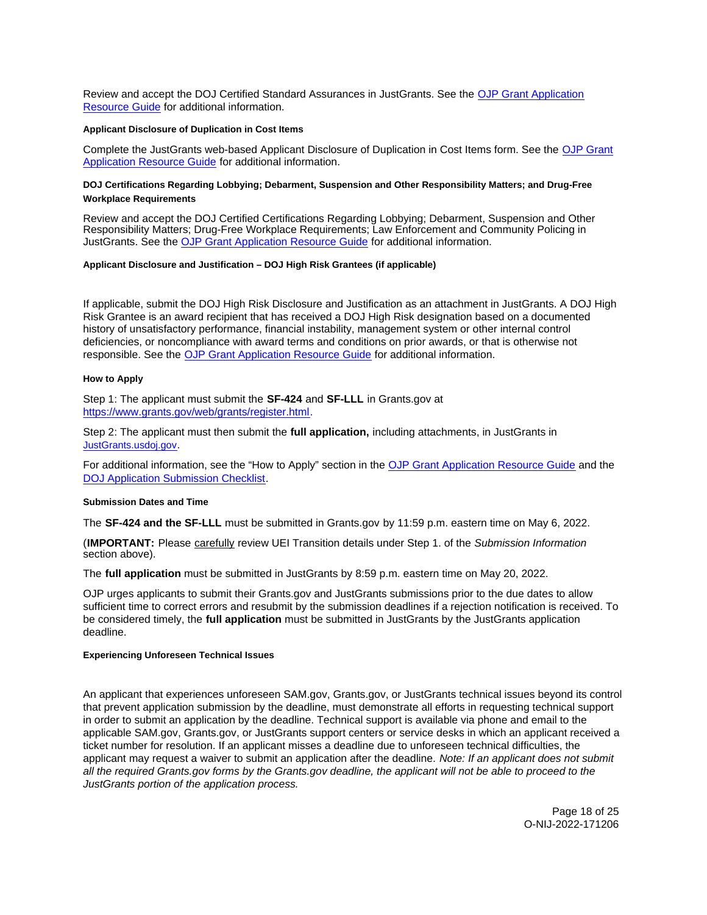Review and accept the DOJ Certified Standard Assurances in JustGrants. See the [OJP Grant Application Resource Guide](https://www.ojp.gov/funding/apply/ojp-grant-application-resource-guide) for additional information.

#### Applicant Disclosure of Duplication in Cost Items

Complete the JustGrants web-based Applicant Disclosure of Duplication in Cost Items form. See the [OJP Grant Application Resource Guide](https://www.ojp.gov/funding/apply/ojp-grant-application-resource-guide) for additional information.

#### DOJ Certifications Regarding Lobbying; Debarment, Suspension and Other Responsibility Matters; and Drug-Free Workplace Requirements

Review and accept the DOJ Certified Certifications Regarding Lobbying; Debarment, Suspension and Other Responsibility Matters; Drug-Free Workplace Requirements; Law Enforcement and Community Policing in JustGrants. See the [OJP Grant Application Resource Guide](https://www.ojp.gov/funding/apply/ojp-grant-application-resource-guide) for additional information.

#### Applicant Disclosure and Justification – DOJ High Risk Grantees (if applicable)

If applicable, submit the DOJ High Risk Disclosure and Justification as an attachment in JustGrants. A DOJ High Risk Grantee is an award recipient that has received a DOJ High Risk designation based on a documented history of unsatisfactory performance, financial instability, management system or other internal control deficiencies, or noncompliance with award terms and conditions on prior awards, or that is otherwise not responsible. See the [OJP Grant Application Resource Guide](https://www.ojp.gov/funding/apply/ojp-grant-application-resource-guide) for additional information.

#### How to Apply

Step 1: The applicant must submit the **SF-424** and **SF-LLL** in Grants.gov at [https://www.grants.gov/web/grants/register.html](https://www.grants.gov/web/grants/register.html).

Step 2: The applicant must then submit the **full application,** including attachments, in JustGrants in [JustGrants.usdoj.gov](https://justgrants.usdoj.gov).

For additional information, see the "How to Apply" section in the [OJP Grant Application Resource Guide](https://www.ojp.gov/funding/apply/ojp-grant-application-resource-guide) and the [DOJ Application Submission Checklist](https://justicegrants.usdoj.gov/sites/g/files/xyckuh296/files/media/document/appln-submission-checklist.pdf).

#### Submission Dates and Time

The **SF-424 and the SF-LLL** must be submitted in Grants.gov by 11:59 p.m. eastern time on May 6, 2022.

(**IMPORTANT:** Please carefully review UEI Transition details under Step 1. of the *Submission Information* section above).

The **full application** must be submitted in JustGrants by 8:59 p.m. eastern time on May 20, 2022.

OJP urges applicants to submit their Grants.gov and JustGrants submissions prior to the due dates to allow sufficient time to correct errors and resubmit by the submission deadlines if a rejection notification is received. To be considered timely, the **full application** must be submitted in JustGrants by the JustGrants application deadline.

#### Experiencing Unforeseen Technical Issues

An applicant that experiences unforeseen SAM.gov, Grants.gov, or JustGrants technical issues beyond its control that prevent application submission by the deadline, must demonstrate all efforts in requesting technical support in order to submit an application by the deadline. Technical support is available via phone and email to the applicable SAM.gov, Grants.gov, or JustGrants support centers or service desks in which an applicant received a ticket number for resolution. If an applicant misses a deadline due to unforeseen technical difficulties, the applicant may request a waiver to submit an application after the deadline. *Note: If an applicant does not submit all the required Grants.gov forms by the Grants.gov deadline, the applicant will not be able to proceed to the JustGrants portion of the application process.*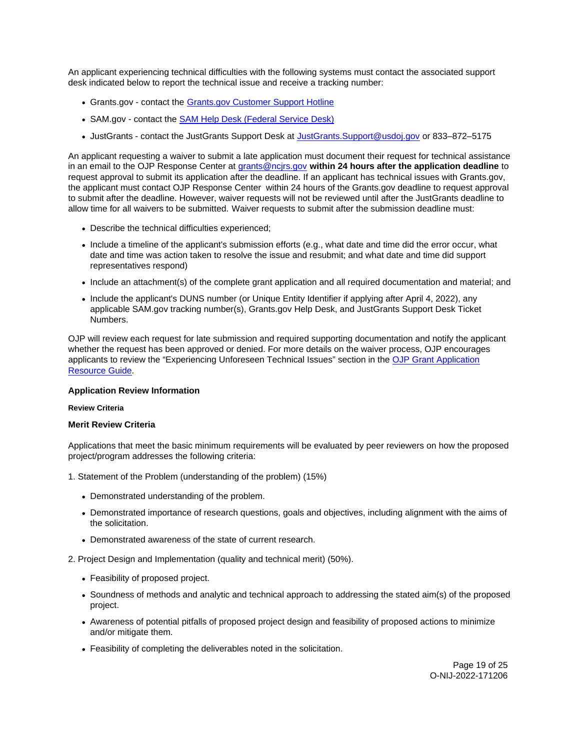An applicant experiencing technical difficulties with the following systems must contact the associated support desk indicated below to report the technical issue and receive a tracking number:

- Grants.gov - contact the [Grants.gov Customer Support Hotline](#)
- SAM.gov - contact the [SAM Help Desk (Federal Service Desk)](#)
- JustGrants - contact the JustGrants Support Desk at [JustGrants.Support@usdoj.gov](mailto:JustGrants.Support@usdoj.gov) or 833–872–5175

An applicant requesting a waiver to submit a late application must document their request for technical assistance in an email to the OJP Response Center at [grants@ncjrs.gov](mailto:grants@ncjrs.gov) **within 24 hours after the application deadline** to request approval to submit its application after the deadline. If an applicant has technical issues with Grants.gov, the applicant must contact OJP Response Center within 24 hours of the Grants.gov deadline to request approval to submit after the deadline. However, waiver requests will not be reviewed until after the JustGrants deadline to allow time for all waivers to be submitted. Waiver requests to submit after the submission deadline must:

- Describe the technical difficulties experienced;
- Include a timeline of the applicant's submission efforts (e.g., what date and time did the error occur, what date and time was action taken to resolve the issue and resubmit; and what date and time did support representatives respond)
- Include an attachment(s) of the complete grant application and all required documentation and material; and
- Include the applicant's DUNS number (or Unique Entity Identifier if applying after April 4, 2022), any applicable SAM.gov tracking number(s), Grants.gov Help Desk, and JustGrants Support Desk Ticket Numbers.

OJP will review each request for late submission and required supporting documentation and notify the applicant whether the request has been approved or denied. For more details on the waiver process, OJP encourages applicants to review the "Experiencing Unforeseen Technical Issues" section in the [OJP Grant Application Resource Guide](#).

## Application Review Information

#### Review Criteria

### Merit Review Criteria

Applications that meet the basic minimum requirements will be evaluated by peer reviewers on how the proposed project/program addresses the following criteria:

1. Statement of the Problem (understanding of the problem) (15%)

   - Demonstrated understanding of the problem.
   - Demonstrated importance of research questions, goals and objectives, including alignment with the aims of the solicitation.
   - Demonstrated awareness of the state of current research.

2. Project Design and Implementation (quality and technical merit) (50%).

   - Feasibility of proposed project.
   - Soundness of methods and analytic and technical approach to addressing the stated aim(s) of the proposed project.
   - Awareness of potential pitfalls of proposed project design and feasibility of proposed actions to minimize and/or mitigate them.
   - Feasibility of completing the deliverables noted in the solicitation.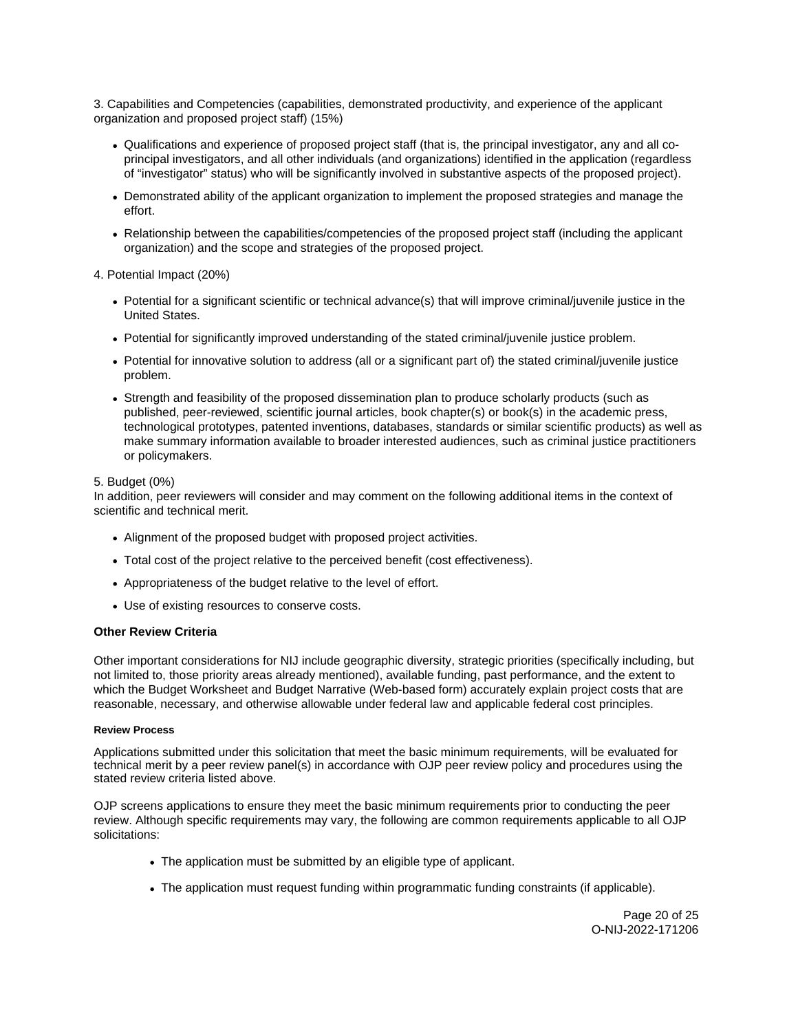3. Capabilities and Competencies (capabilities, demonstrated productivity, and experience of the applicant organization and proposed project staff) (15%)

- Qualifications and experience of proposed project staff (that is, the principal investigator, any and all co-principal investigators, and all other individuals (and organizations) identified in the application (regardless of "investigator" status) who will be significantly involved in substantive aspects of the proposed project).
- Demonstrated ability of the applicant organization to implement the proposed strategies and manage the effort.
- Relationship between the capabilities/competencies of the proposed project staff (including the applicant organization) and the scope and strategies of the proposed project.

4. Potential Impact (20%)

- Potential for a significant scientific or technical advance(s) that will improve criminal/juvenile justice in the United States.
- Potential for significantly improved understanding of the stated criminal/juvenile justice problem.
- Potential for innovative solution to address (all or a significant part of) the stated criminal/juvenile justice problem.
- Strength and feasibility of the proposed dissemination plan to produce scholarly products (such as published, peer-reviewed, scientific journal articles, book chapter(s) or book(s) in the academic press, technological prototypes, patented inventions, databases, standards or similar scientific products) as well as make summary information available to broader interested audiences, such as criminal justice practitioners or policymakers.

5. Budget (0%)
In addition, peer reviewers will consider and may comment on the following additional items in the context of scientific and technical merit.

- Alignment of the proposed budget with proposed project activities.
- Total cost of the project relative to the perceived benefit (cost effectiveness).
- Appropriateness of the budget relative to the level of effort.
- Use of existing resources to conserve costs.

**Other Review Criteria**

Other important considerations for NIJ include geographic diversity, strategic priorities (specifically including, but not limited to, those priority areas already mentioned), available funding, past performance, and the extent to which the Budget Worksheet and Budget Narrative (Web-based form) accurately explain project costs that are reasonable, necessary, and otherwise allowable under federal law and applicable federal cost principles.

**Review Process**

Applications submitted under this solicitation that meet the basic minimum requirements, will be evaluated for technical merit by a peer review panel(s) in accordance with OJP peer review policy and procedures using the stated review criteria listed above.

OJP screens applications to ensure they meet the basic minimum requirements prior to conducting the peer review. Although specific requirements may vary, the following are common requirements applicable to all OJP solicitations:

- The application must be submitted by an eligible type of applicant.
- The application must request funding within programmatic funding constraints (if applicable).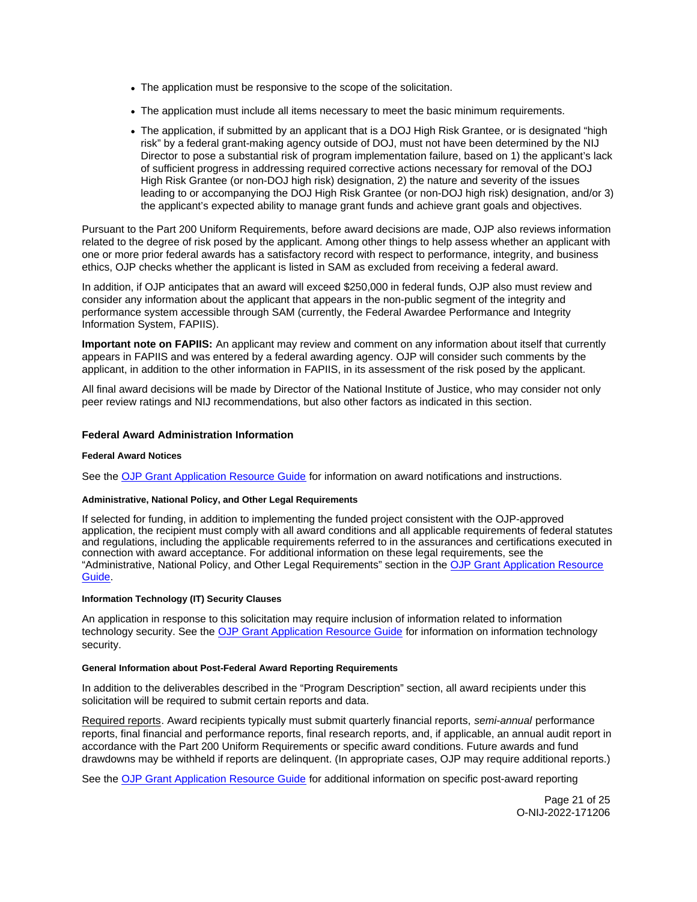- The application must be responsive to the scope of the solicitation.
- The application must include all items necessary to meet the basic minimum requirements.
- The application, if submitted by an applicant that is a DOJ High Risk Grantee, or is designated "high risk" by a federal grant-making agency outside of DOJ, must not have been determined by the NIJ Director to pose a substantial risk of program implementation failure, based on 1) the applicant's lack of sufficient progress in addressing required corrective actions necessary for removal of the DOJ High Risk Grantee (or non-DOJ high risk) designation, 2) the nature and severity of the issues leading to or accompanying the DOJ High Risk Grantee (or non-DOJ high risk) designation, and/or 3) the applicant's expected ability to manage grant funds and achieve grant goals and objectives.

Pursuant to the Part 200 Uniform Requirements, before award decisions are made, OJP also reviews information related to the degree of risk posed by the applicant. Among other things to help assess whether an applicant with one or more prior federal awards has a satisfactory record with respect to performance, integrity, and business ethics, OJP checks whether the applicant is listed in SAM as excluded from receiving a federal award.

In addition, if OJP anticipates that an award will exceed $250,000 in federal funds, OJP also must review and consider any information about the applicant that appears in the non-public segment of the integrity and performance system accessible through SAM (currently, the Federal Awardee Performance and Integrity Information System, FAPIIS).

**Important note on FAPIIS:** An applicant may review and comment on any information about itself that currently appears in FAPIIS and was entered by a federal awarding agency. OJP will consider such comments by the applicant, in addition to the other information in FAPIIS, in its assessment of the risk posed by the applicant.

All final award decisions will be made by Director of the National Institute of Justice, who may consider not only peer review ratings and NIJ recommendations, but also other factors as indicated in this section.

### Federal Award Administration Information

#### Federal Award Notices

See the [OJP Grant Application Resource Guide] for information on award notifications and instructions.

#### Administrative, National Policy, and Other Legal Requirements

If selected for funding, in addition to implementing the funded project consistent with the OJP-approved application, the recipient must comply with all award conditions and all applicable requirements of federal statutes and regulations, including the applicable requirements referred to in the assurances and certifications executed in connection with award acceptance. For additional information on these legal requirements, see the "Administrative, National Policy, and Other Legal Requirements" section in the [OJP Grant Application Resource Guide].

#### Information Technology (IT) Security Clauses

An application in response to this solicitation may require inclusion of information related to information technology security. See the [OJP Grant Application Resource Guide] for information on information technology security.

#### General Information about Post-Federal Award Reporting Requirements

In addition to the deliverables described in the "Program Description" section, all award recipients under this solicitation will be required to submit certain reports and data.

Required reports. Award recipients typically must submit quarterly financial reports, *semi-annual* performance reports, final financial and performance reports, final research reports, and, if applicable, an annual audit report in accordance with the Part 200 Uniform Requirements or specific award conditions. Future awards and fund drawdowns may be withheld if reports are delinquent. (In appropriate cases, OJP may require additional reports.)

See the [OJP Grant Application Resource Guide] for additional information on specific post-award reporting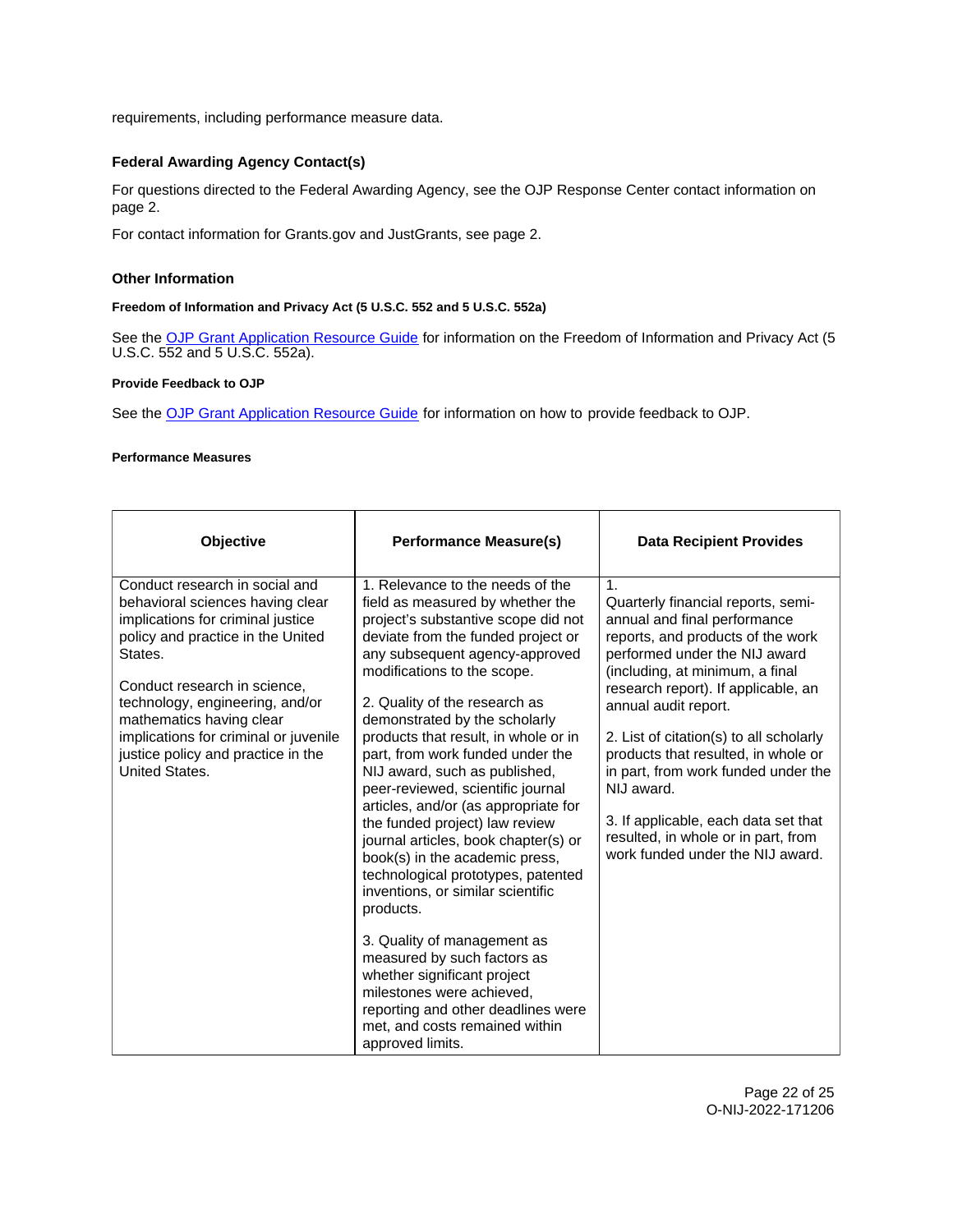requirements, including performance measure data.

### Federal Awarding Agency Contact(s)

For questions directed to the Federal Awarding Agency, see the OJP Response Center contact information on page 2.

For contact information for Grants.gov and JustGrants, see page 2.

### Other Information

#### Freedom of Information and Privacy Act (5 U.S.C. 552 and 5 U.S.C. 552a)

See the [OJP Grant Application Resource Guide](#) for information on the Freedom of Information and Privacy Act (5 U.S.C. 552 and 5 U.S.C. 552a).

#### Provide Feedback to OJP

See the [OJP Grant Application Resource Guide](#) for information on how to provide feedback to OJP.

#### Performance Measures

| Objective | Performance Measure(s) | Data Recipient Provides |
| --- | --- | --- |
| Conduct research in social and behavioral sciences having clear implications for criminal justice policy and practice in the United States.<br><br>Conduct research in science, technology, engineering, and/or mathematics having clear implications for criminal or juvenile justice policy and practice in the United States. | 1. Relevance to the needs of the field as measured by whether the project's substantive scope did not deviate from the funded project or any subsequent agency-approved modifications to the scope.<br><br>2. Quality of the research as demonstrated by the scholarly products that result, in whole or in part, from work funded under the NIJ award, such as published, peer-reviewed, scientific journal articles, and/or (as appropriate for the funded project) law review journal articles, book chapter(s) or book(s) in the academic press, technological prototypes, patented inventions, or similar scientific products.<br><br>3. Quality of management as measured by such factors as whether significant project milestones were achieved, reporting and other deadlines were met, and costs remained within approved limits. | 1.<br>Quarterly financial reports, semi-annual and final performance reports, and products of the work performed under the NIJ award (including, at minimum, a final research report). If applicable, an annual audit report.<br><br>2. List of citation(s) to all scholarly products that resulted, in whole or in part, from work funded under the NIJ award.<br><br>3. If applicable, each data set that resulted, in whole or in part, from work funded under the NIJ award. |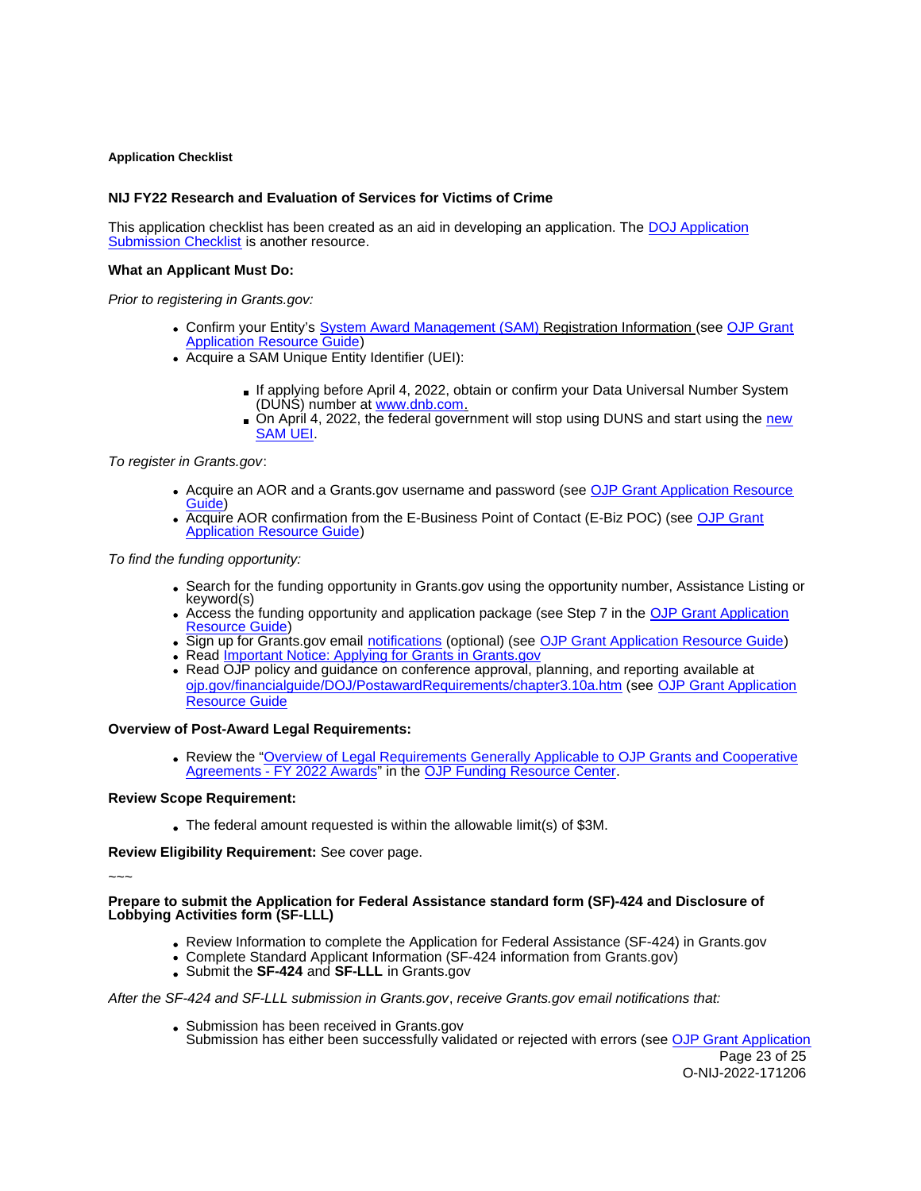**Application Checklist**

**NIJ FY22 Research and Evaluation of Services for Victims of Crime**

This application checklist has been created as an aid in developing an application. The DOJ Application Submission Checklist is another resource.

**What an Applicant Must Do:**

*Prior to registering in Grants.gov:*

- Confirm your Entity's System Award Management (SAM) Registration Information (see OJP Grant Application Resource Guide)
- Acquire a SAM Unique Entity Identifier (UEI):
  - If applying before April 4, 2022, obtain or confirm your Data Universal Number System (DUNS) number at www.dnb.com.
  - On April 4, 2022, the federal government will stop using DUNS and start using the new SAM UEI.

*To register in Grants.gov*:

- Acquire an AOR and a Grants.gov username and password (see OJP Grant Application Resource Guide)
- Acquire AOR confirmation from the E-Business Point of Contact (E-Biz POC) (see OJP Grant Application Resource Guide)

*To find the funding opportunity:*

- Search for the funding opportunity in Grants.gov using the opportunity number, Assistance Listing or keyword(s)
- Access the funding opportunity and application package (see Step 7 in the OJP Grant Application Resource Guide)
- Sign up for Grants.gov email notifications (optional) (see OJP Grant Application Resource Guide)
- Read Important Notice: Applying for Grants in Grants.gov
- Read OJP policy and guidance on conference approval, planning, and reporting available at ojp.gov/financialguide/DOJ/PostawardRequirements/chapter3.10a.htm (see OJP Grant Application Resource Guide

**Overview of Post-Award Legal Requirements:**

- Review the "Overview of Legal Requirements Generally Applicable to OJP Grants and Cooperative Agreements - FY 2022 Awards" in the OJP Funding Resource Center.

**Review Scope Requirement:**

- The federal amount requested is within the allowable limit(s) of $3M.

**Review Eligibility Requirement:** See cover page.

~~~

**Prepare to submit the Application for Federal Assistance standard form (SF)-424 and Disclosure of Lobbying Activities form (SF-LLL)**

- Review Information to complete the Application for Federal Assistance (SF-424) in Grants.gov
- Complete Standard Applicant Information (SF-424 information from Grants.gov)
- Submit the **SF-424** and **SF-LLL** in Grants.gov

*After the SF-424 and SF-LLL submission in Grants.gov, receive Grants.gov email notifications that:*

- Submission has been received in Grants.gov
  Submission has either been successfully validated or rejected with errors (see OJP Grant Application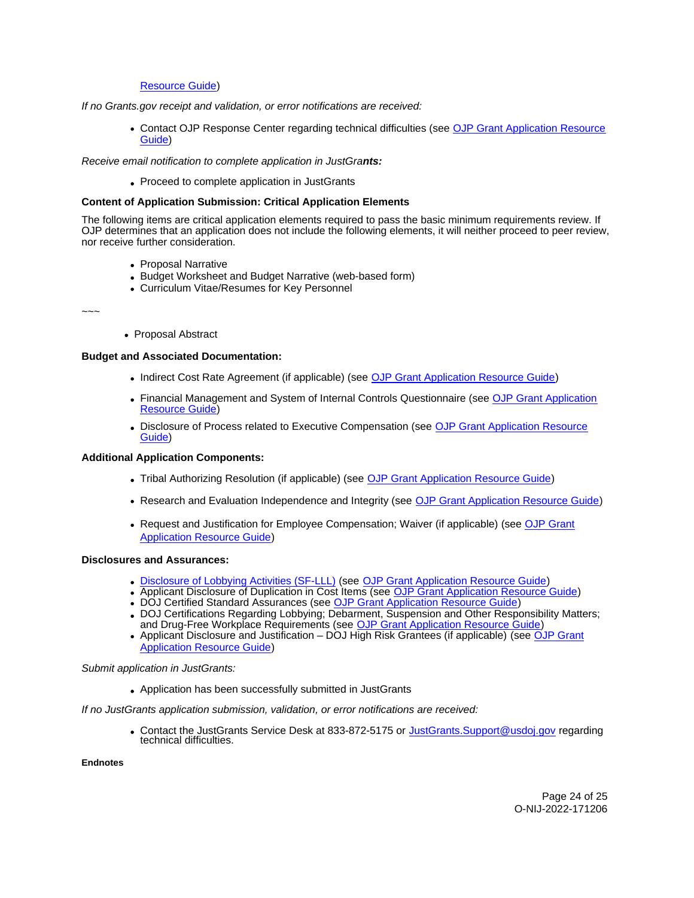Resource Guide)

*If no Grants.gov receipt and validation, or error notifications are received:*

- Contact OJP Response Center regarding technical difficulties (see OJP Grant Application Resource Guide)

*Receive email notification to complete application in JustGrants:*

- Proceed to complete application in JustGrants

**Content of Application Submission: Critical Application Elements**

The following items are critical application elements required to pass the basic minimum requirements review. If OJP determines that an application does not include the following elements, it will neither proceed to peer review, nor receive further consideration.

- Proposal Narrative
- Budget Worksheet and Budget Narrative (web-based form)
- Curriculum Vitae/Resumes for Key Personnel

~~~

- Proposal Abstract

**Budget and Associated Documentation:**

- Indirect Cost Rate Agreement (if applicable) (see OJP Grant Application Resource Guide)
- Financial Management and System of Internal Controls Questionnaire (see OJP Grant Application Resource Guide)
- Disclosure of Process related to Executive Compensation (see OJP Grant Application Resource Guide)

**Additional Application Components:**

- Tribal Authorizing Resolution (if applicable) (see OJP Grant Application Resource Guide)
- Research and Evaluation Independence and Integrity (see OJP Grant Application Resource Guide)
- Request and Justification for Employee Compensation; Waiver (if applicable) (see OJP Grant Application Resource Guide)

**Disclosures and Assurances:**

- Disclosure of Lobbying Activities (SF-LLL) (see OJP Grant Application Resource Guide)
- Applicant Disclosure of Duplication in Cost Items (see OJP Grant Application Resource Guide)
- DOJ Certified Standard Assurances (see OJP Grant Application Resource Guide)
- DOJ Certifications Regarding Lobbying; Debarment, Suspension and Other Responsibility Matters; and Drug-Free Workplace Requirements (see OJP Grant Application Resource Guide)
- Applicant Disclosure and Justification – DOJ High Risk Grantees (if applicable) (see OJP Grant Application Resource Guide)

*Submit application in JustGrants:*

- Application has been successfully submitted in JustGrants

*If no JustGrants application submission, validation, or error notifications are received:*

- Contact the JustGrants Service Desk at 833-872-5175 or JustGrants.Support@usdoj.gov regarding technical difficulties.

**Endnotes**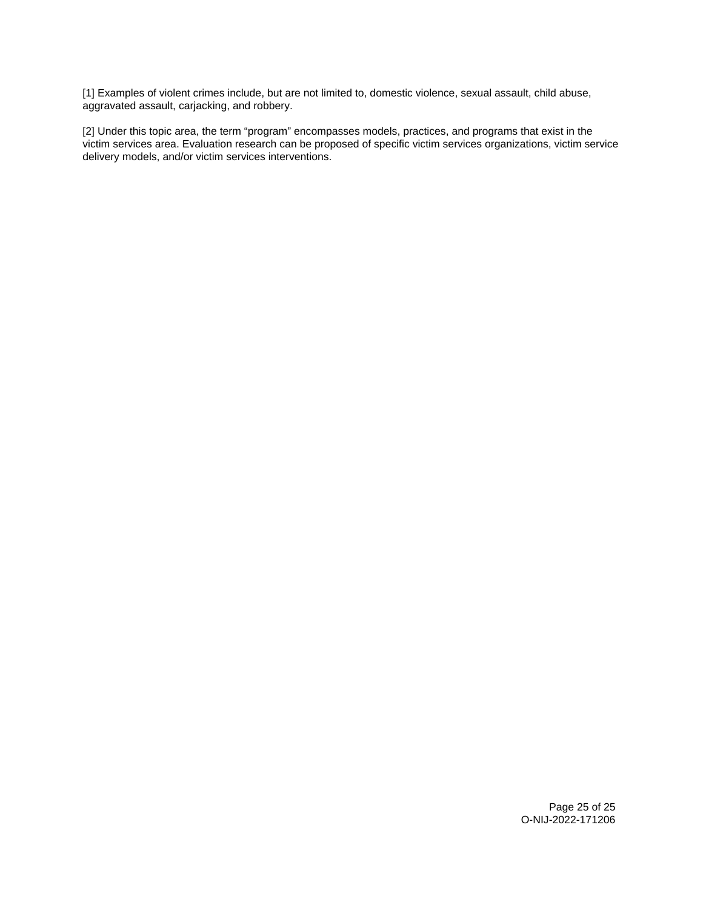[1] Examples of violent crimes include, but are not limited to, domestic violence, sexual assault, child abuse, aggravated assault, carjacking, and robbery.

[2] Under this topic area, the term “program” encompasses models, practices, and programs that exist in the victim services area. Evaluation research can be proposed of specific victim services organizations, victim service delivery models, and/or victim services interventions.